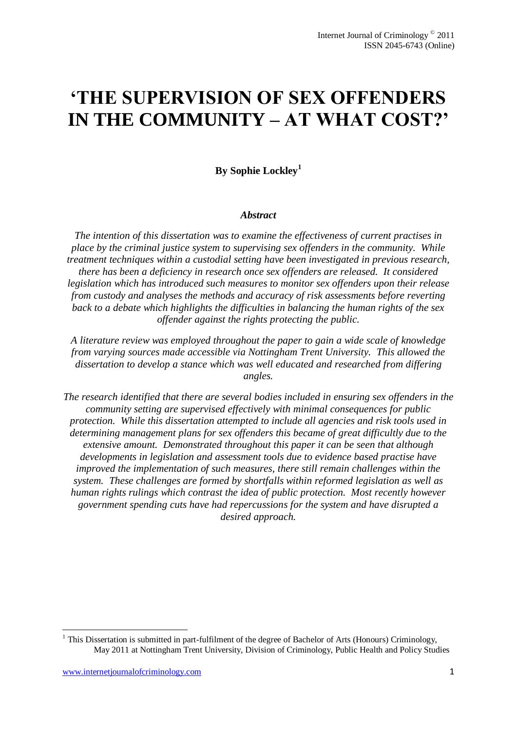# 'THE SUPERVISION OF SEX OFFENDERS IN THE COMMUNITY – AT WHAT COST?'

**By Sophie Lockley**[1]

### *Abstract*

*The intention of this dissertation was to examine the effectiveness of current practises in place by the criminal justice system to supervising sex offenders in the community. While treatment techniques within a custodial setting have been investigated in previous research, there has been a deficiency in research once sex offenders are released. It considered legislation which has introduced such measures to monitor sex offenders upon their release from custody and analyses the methods and accuracy of risk assessments before reverting back to a debate which highlights the difficulties in balancing the human rights of the sex offender against the rights protecting the public.*

*A literature review was employed throughout the paper to gain a wide scale of knowledge from varying sources made accessible via Nottingham Trent University. This allowed the dissertation to develop a stance which was well educated and researched from differing angles.*

*The research identified that there are several bodies included in ensuring sex offenders in the community setting are supervised effectively with minimal consequences for public protection. While this dissertation attempted to include all agencies and risk tools used in determining management plans for sex offenders this became of great difficultly due to the extensive amount. Demonstrated throughout this paper it can be seen that although developments in legislation and assessment tools due to evidence based practise have improved the implementation of such measures, there still remain challenges within the system. These challenges are formed by shortfalls within reformed legislation as well as human rights rulings which contrast the idea of public protection. Most recently however government spending cuts have had repercussions for the system and have disrupted a desired approach.*

---

[1] This Dissertation is submitted in part-fulfilment of the degree of Bachelor of Arts (Honours) Criminology, May 2011 at Nottingham Trent University, Division of Criminology, Public Health and Policy Studies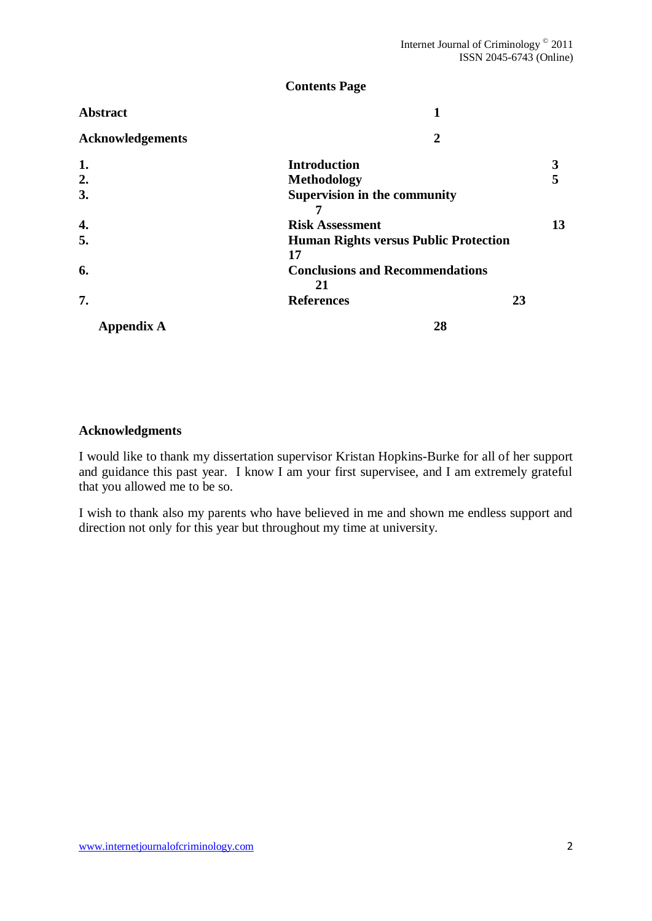## Contents Page

| | | |
|---|---|---|
| **Abstract** | | **1** |
| **Acknowledgements** | | **2** |
| **1.** | **Introduction** | **3** |
| **2.** | **Methodology** | **5** |
| **3.** | **Supervision in the community** | **7** |
| **4.** | **Risk Assessment** | **13** |
| **5.** | **Human Rights versus Public Protection** | **17** |
| **6.** | **Conclusions and Recommendations** | **21** |
| **7.** | **References** | **23** |
| **Appendix A** | | **28** |

## Acknowledgments

I would like to thank my dissertation supervisor Kristan Hopkins-Burke for all of her support and guidance this past year. I know I am your first supervisee, and I am extremely grateful that you allowed me to be so.

I wish to thank also my parents who have believed in me and shown me endless support and direction not only for this year but throughout my time at university.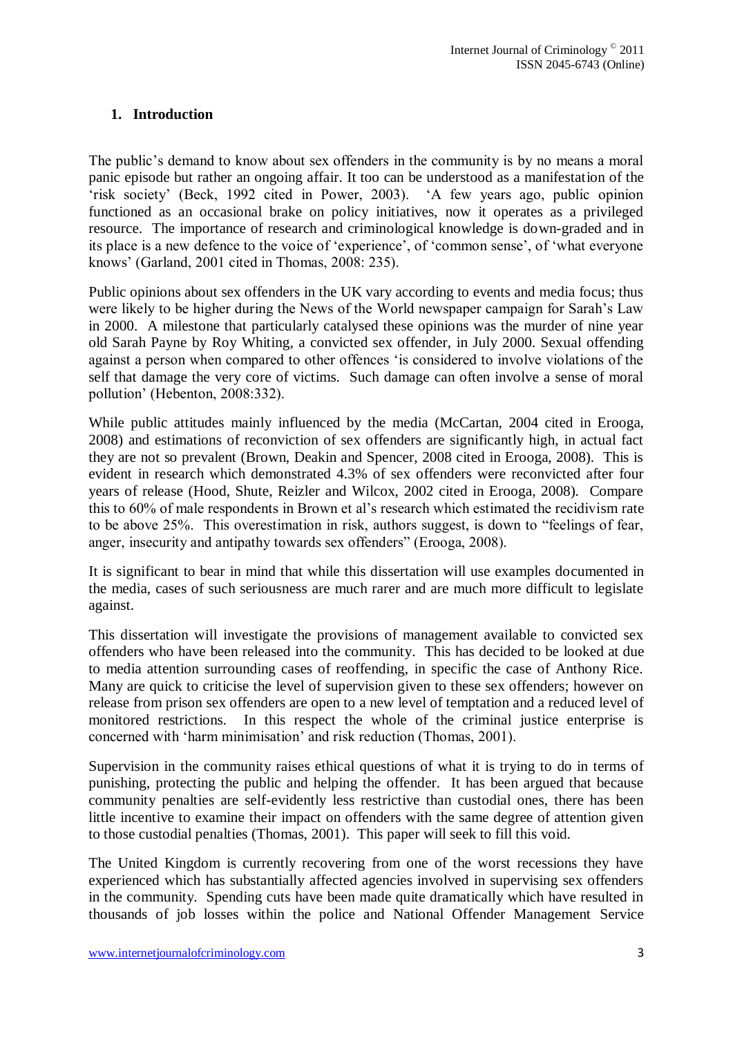## 1. Introduction

The public's demand to know about sex offenders in the community is by no means a moral panic episode but rather an ongoing affair. It too can be understood as a manifestation of the 'risk society' (Beck, 1992 cited in Power, 2003). 'A few years ago, public opinion functioned as an occasional brake on policy initiatives, now it operates as a privileged resource. The importance of research and criminological knowledge is down-graded and in its place is a new defence to the voice of 'experience', of 'common sense', of 'what everyone knows' (Garland, 2001 cited in Thomas, 2008: 235).

Public opinions about sex offenders in the UK vary according to events and media focus; thus were likely to be higher during the News of the World newspaper campaign for Sarah's Law in 2000. A milestone that particularly catalysed these opinions was the murder of nine year old Sarah Payne by Roy Whiting, a convicted sex offender, in July 2000. Sexual offending against a person when compared to other offences 'is considered to involve violations of the self that damage the very core of victims. Such damage can often involve a sense of moral pollution' (Hebenton, 2008:332).

While public attitudes mainly influenced by the media (McCartan, 2004 cited in Erooga, 2008) and estimations of reconviction of sex offenders are significantly high, in actual fact they are not so prevalent (Brown, Deakin and Spencer, 2008 cited in Erooga, 2008). This is evident in research which demonstrated 4.3% of sex offenders were reconvicted after four years of release (Hood, Shute, Reizler and Wilcox, 2002 cited in Erooga, 2008). Compare this to 60% of male respondents in Brown et al's research which estimated the recidivism rate to be above 25%. This overestimation in risk, authors suggest, is down to "feelings of fear, anger, insecurity and antipathy towards sex offenders" (Erooga, 2008).

It is significant to bear in mind that while this dissertation will use examples documented in the media, cases of such seriousness are much rarer and are much more difficult to legislate against.

This dissertation will investigate the provisions of management available to convicted sex offenders who have been released into the community. This has decided to be looked at due to media attention surrounding cases of reoffending, in specific the case of Anthony Rice. Many are quick to criticise the level of supervision given to these sex offenders; however on release from prison sex offenders are open to a new level of temptation and a reduced level of monitored restrictions. In this respect the whole of the criminal justice enterprise is concerned with 'harm minimisation' and risk reduction (Thomas, 2001).

Supervision in the community raises ethical questions of what it is trying to do in terms of punishing, protecting the public and helping the offender. It has been argued that because community penalties are self-evidently less restrictive than custodial ones, there has been little incentive to examine their impact on offenders with the same degree of attention given to those custodial penalties (Thomas, 2001). This paper will seek to fill this void.

The United Kingdom is currently recovering from one of the worst recessions they have experienced which has substantially affected agencies involved in supervising sex offenders in the community. Spending cuts have been made quite dramatically which have resulted in thousands of job losses within the police and National Offender Management Service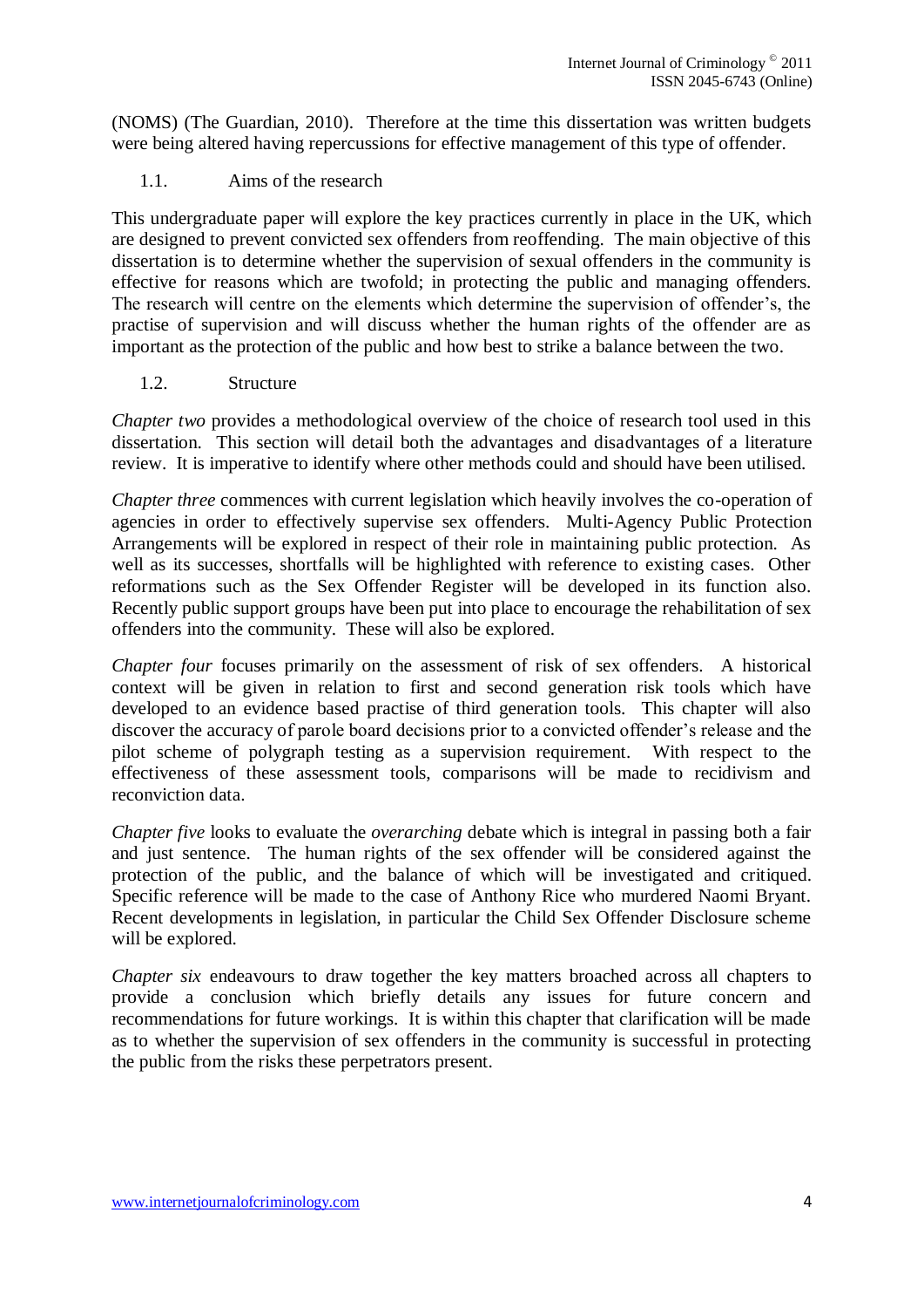(NOMS) (The Guardian, 2010). Therefore at the time this dissertation was written budgets were being altered having repercussions for effective management of this type of offender.

### 1.1. Aims of the research

This undergraduate paper will explore the key practices currently in place in the UK, which are designed to prevent convicted sex offenders from reoffending. The main objective of this dissertation is to determine whether the supervision of sexual offenders in the community is effective for reasons which are twofold; in protecting the public and managing offenders. The research will centre on the elements which determine the supervision of offender's, the practise of supervision and will discuss whether the human rights of the offender are as important as the protection of the public and how best to strike a balance between the two.

### 1.2. Structure

*Chapter two* provides a methodological overview of the choice of research tool used in this dissertation. This section will detail both the advantages and disadvantages of a literature review. It is imperative to identify where other methods could and should have been utilised.

*Chapter three* commences with current legislation which heavily involves the co-operation of agencies in order to effectively supervise sex offenders. Multi-Agency Public Protection Arrangements will be explored in respect of their role in maintaining public protection. As well as its successes, shortfalls will be highlighted with reference to existing cases. Other reformations such as the Sex Offender Register will be developed in its function also. Recently public support groups have been put into place to encourage the rehabilitation of sex offenders into the community. These will also be explored.

*Chapter four* focuses primarily on the assessment of risk of sex offenders. A historical context will be given in relation to first and second generation risk tools which have developed to an evidence based practise of third generation tools. This chapter will also discover the accuracy of parole board decisions prior to a convicted offender's release and the pilot scheme of polygraph testing as a supervision requirement. With respect to the effectiveness of these assessment tools, comparisons will be made to recidivism and reconviction data.

*Chapter five* looks to evaluate the *overarching* debate which is integral in passing both a fair and just sentence. The human rights of the sex offender will be considered against the protection of the public, and the balance of which will be investigated and critiqued. Specific reference will be made to the case of Anthony Rice who murdered Naomi Bryant. Recent developments in legislation, in particular the Child Sex Offender Disclosure scheme will be explored.

*Chapter six* endeavours to draw together the key matters broached across all chapters to provide a conclusion which briefly details any issues for future concern and recommendations for future workings. It is within this chapter that clarification will be made as to whether the supervision of sex offenders in the community is successful in protecting the public from the risks these perpetrators present.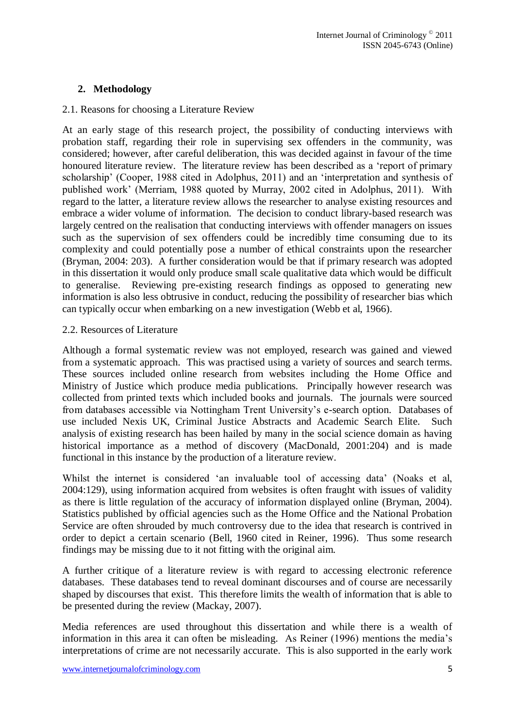## 2. Methodology

2.1. Reasons for choosing a Literature Review

At an early stage of this research project, the possibility of conducting interviews with probation staff, regarding their role in supervising sex offenders in the community, was considered; however, after careful deliberation, this was decided against in favour of the time honoured literature review. The literature review has been described as a 'report of primary scholarship' (Cooper, 1988 cited in Adolphus, 2011) and an 'interpretation and synthesis of published work' (Merriam, 1988 quoted by Murray, 2002 cited in Adolphus, 2011). With regard to the latter, a literature review allows the researcher to analyse existing resources and embrace a wider volume of information. The decision to conduct library-based research was largely centred on the realisation that conducting interviews with offender managers on issues such as the supervision of sex offenders could be incredibly time consuming due to its complexity and could potentially pose a number of ethical constraints upon the researcher (Bryman, 2004: 203). A further consideration would be that if primary research was adopted in this dissertation it would only produce small scale qualitative data which would be difficult to generalise. Reviewing pre-existing research findings as opposed to generating new information is also less obtrusive in conduct, reducing the possibility of researcher bias which can typically occur when embarking on a new investigation (Webb et al, 1966).

2.2. Resources of Literature

Although a formal systematic review was not employed, research was gained and viewed from a systematic approach. This was practised using a variety of sources and search terms. These sources included online research from websites including the Home Office and Ministry of Justice which produce media publications. Principally however research was collected from printed texts which included books and journals. The journals were sourced from databases accessible via Nottingham Trent University's e-search option. Databases of use included Nexis UK, Criminal Justice Abstracts and Academic Search Elite. Such analysis of existing research has been hailed by many in the social science domain as having historical importance as a method of discovery (MacDonald, 2001:204) and is made functional in this instance by the production of a literature review.

Whilst the internet is considered 'an invaluable tool of accessing data' (Noaks et al, 2004:129), using information acquired from websites is often fraught with issues of validity as there is little regulation of the accuracy of information displayed online (Bryman, 2004). Statistics published by official agencies such as the Home Office and the National Probation Service are often shrouded by much controversy due to the idea that research is contrived in order to depict a certain scenario (Bell, 1960 cited in Reiner, 1996). Thus some research findings may be missing due to it not fitting with the original aim.

A further critique of a literature review is with regard to accessing electronic reference databases. These databases tend to reveal dominant discourses and of course are necessarily shaped by discourses that exist. This therefore limits the wealth of information that is able to be presented during the review (Mackay, 2007).

Media references are used throughout this dissertation and while there is a wealth of information in this area it can often be misleading. As Reiner (1996) mentions the media's interpretations of crime are not necessarily accurate. This is also supported in the early work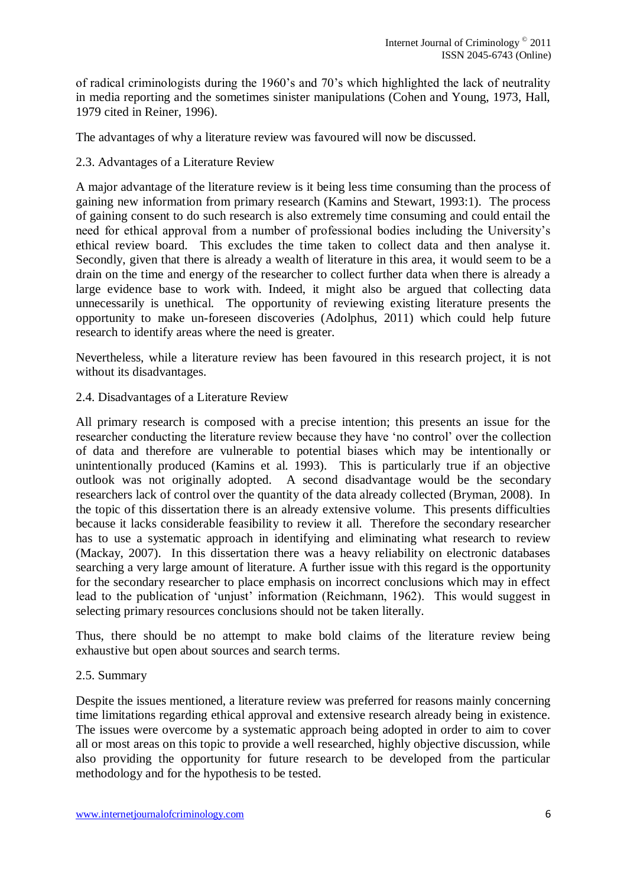of radical criminologists during the 1960's and 70's which highlighted the lack of neutrality in media reporting and the sometimes sinister manipulations (Cohen and Young, 1973, Hall, 1979 cited in Reiner, 1996).

The advantages of why a literature review was favoured will now be discussed.

## 2.3. Advantages of a Literature Review

A major advantage of the literature review is it being less time consuming than the process of gaining new information from primary research (Kamins and Stewart, 1993:1). The process of gaining consent to do such research is also extremely time consuming and could entail the need for ethical approval from a number of professional bodies including the University's ethical review board. This excludes the time taken to collect data and then analyse it. Secondly, given that there is already a wealth of literature in this area, it would seem to be a drain on the time and energy of the researcher to collect further data when there is already a large evidence base to work with. Indeed, it might also be argued that collecting data unnecessarily is unethical. The opportunity of reviewing existing literature presents the opportunity to make un-foreseen discoveries (Adolphus, 2011) which could help future research to identify areas where the need is greater.

Nevertheless, while a literature review has been favoured in this research project, it is not without its disadvantages.

## 2.4. Disadvantages of a Literature Review

All primary research is composed with a precise intention; this presents an issue for the researcher conducting the literature review because they have 'no control' over the collection of data and therefore are vulnerable to potential biases which may be intentionally or unintentionally produced (Kamins et al. 1993). This is particularly true if an objective outlook was not originally adopted. A second disadvantage would be the secondary researchers lack of control over the quantity of the data already collected (Bryman, 2008). In the topic of this dissertation there is an already extensive volume. This presents difficulties because it lacks considerable feasibility to review it all. Therefore the secondary researcher has to use a systematic approach in identifying and eliminating what research to review (Mackay, 2007). In this dissertation there was a heavy reliability on electronic databases searching a very large amount of literature. A further issue with this regard is the opportunity for the secondary researcher to place emphasis on incorrect conclusions which may in effect lead to the publication of 'unjust' information (Reichmann, 1962). This would suggest in selecting primary resources conclusions should not be taken literally.

Thus, there should be no attempt to make bold claims of the literature review being exhaustive but open about sources and search terms.

## 2.5. Summary

Despite the issues mentioned, a literature review was preferred for reasons mainly concerning time limitations regarding ethical approval and extensive research already being in existence. The issues were overcome by a systematic approach being adopted in order to aim to cover all or most areas on this topic to provide a well researched, highly objective discussion, while also providing the opportunity for future research to be developed from the particular methodology and for the hypothesis to be tested.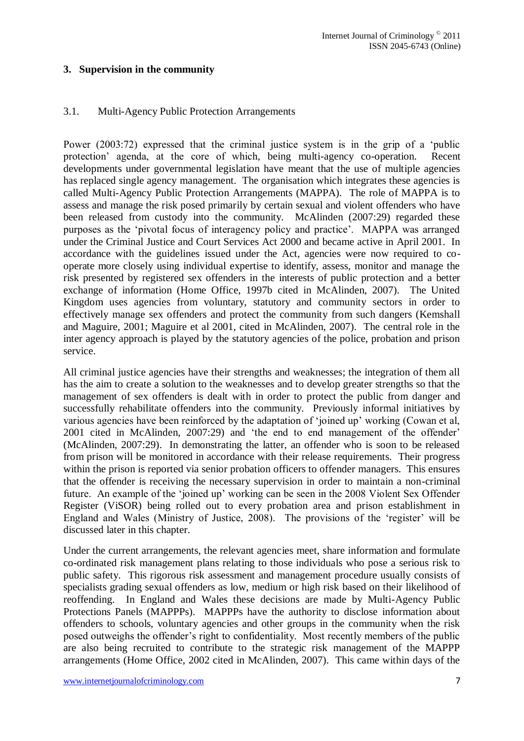## 3. Supervision in the community

### 3.1. Multi-Agency Public Protection Arrangements

Power (2003:72) expressed that the criminal justice system is in the grip of a 'public protection' agenda, at the core of which, being multi-agency co-operation. Recent developments under governmental legislation have meant that the use of multiple agencies has replaced single agency management. The organisation which integrates these agencies is called Multi-Agency Public Protection Arrangements (MAPPA). The role of MAPPA is to assess and manage the risk posed primarily by certain sexual and violent offenders who have been released from custody into the community. McAlinden (2007:29) regarded these purposes as the 'pivotal focus of interagency policy and practice'. MAPPA was arranged under the Criminal Justice and Court Services Act 2000 and became active in April 2001. In accordance with the guidelines issued under the Act, agencies were now required to co-operate more closely using individual expertise to identify, assess, monitor and manage the risk presented by registered sex offenders in the interests of public protection and a better exchange of information (Home Office, 1997b cited in McAlinden, 2007). The United Kingdom uses agencies from voluntary, statutory and community sectors in order to effectively manage sex offenders and protect the community from such dangers (Kemshall and Maguire, 2001; Maguire et al 2001, cited in McAlinden, 2007). The central role in the inter agency approach is played by the statutory agencies of the police, probation and prison service.

All criminal justice agencies have their strengths and weaknesses; the integration of them all has the aim to create a solution to the weaknesses and to develop greater strengths so that the management of sex offenders is dealt with in order to protect the public from danger and successfully rehabilitate offenders into the community. Previously informal initiatives by various agencies have been reinforced by the adaptation of 'joined up' working (Cowan et al, 2001 cited in McAlinden, 2007:29) and 'the end to end management of the offender' (McAlinden, 2007:29). In demonstrating the latter, an offender who is soon to be released from prison will be monitored in accordance with their release requirements. Their progress within the prison is reported via senior probation officers to offender managers. This ensures that the offender is receiving the necessary supervision in order to maintain a non-criminal future. An example of the 'joined up' working can be seen in the 2008 Violent Sex Offender Register (ViSOR) being rolled out to every probation area and prison establishment in England and Wales (Ministry of Justice, 2008). The provisions of the 'register' will be discussed later in this chapter.

Under the current arrangements, the relevant agencies meet, share information and formulate co-ordinated risk management plans relating to those individuals who pose a serious risk to public safety. This rigorous risk assessment and management procedure usually consists of specialists grading sexual offenders as low, medium or high risk based on their likelihood of reoffending. In England and Wales these decisions are made by Multi-Agency Public Protections Panels (MAPPPs). MAPPPs have the authority to disclose information about offenders to schools, voluntary agencies and other groups in the community when the risk posed outweighs the offender's right to confidentiality. Most recently members of the public are also being recruited to contribute to the strategic risk management of the MAPPP arrangements (Home Office, 2002 cited in McAlinden, 2007). This came within days of the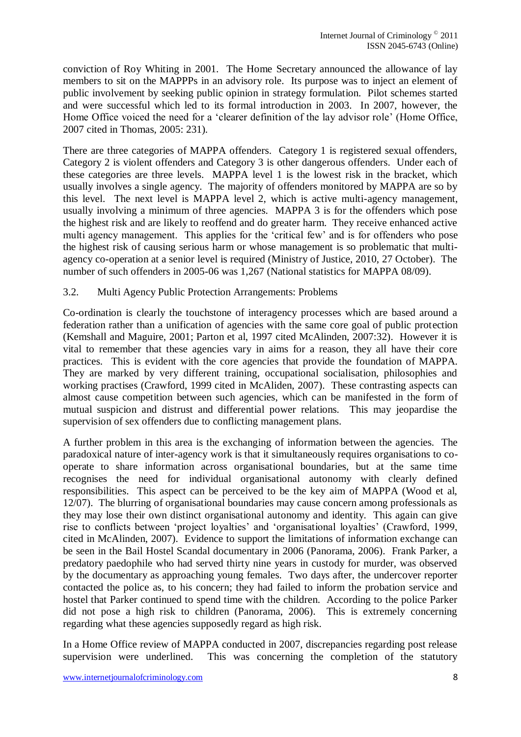conviction of Roy Whiting in 2001. The Home Secretary announced the allowance of lay members to sit on the MAPPPs in an advisory role. Its purpose was to inject an element of public involvement by seeking public opinion in strategy formulation. Pilot schemes started and were successful which led to its formal introduction in 2003. In 2007, however, the Home Office voiced the need for a 'clearer definition of the lay advisor role' (Home Office, 2007 cited in Thomas, 2005: 231).

There are three categories of MAPPA offenders. Category 1 is registered sexual offenders, Category 2 is violent offenders and Category 3 is other dangerous offenders. Under each of these categories are three levels. MAPPA level 1 is the lowest risk in the bracket, which usually involves a single agency. The majority of offenders monitored by MAPPA are so by this level. The next level is MAPPA level 2, which is active multi-agency management, usually involving a minimum of three agencies. MAPPA 3 is for the offenders which pose the highest risk and are likely to reoffend and do greater harm. They receive enhanced active multi agency management. This applies for the 'critical few' and is for offenders who pose the highest risk of causing serious harm or whose management is so problematic that multi-agency co-operation at a senior level is required (Ministry of Justice, 2010, 27 October). The number of such offenders in 2005-06 was 1,267 (National statistics for MAPPA 08/09).

### 3.2. Multi Agency Public Protection Arrangements: Problems

Co-ordination is clearly the touchstone of interagency processes which are based around a federation rather than a unification of agencies with the same core goal of public protection (Kemshall and Maguire, 2001; Parton et al, 1997 cited McAlinden, 2007:32). However it is vital to remember that these agencies vary in aims for a reason, they all have their core practices. This is evident with the core agencies that provide the foundation of MAPPA. They are marked by very different training, occupational socialisation, philosophies and working practises (Crawford, 1999 cited in McAliden, 2007). These contrasting aspects can almost cause competition between such agencies, which can be manifested in the form of mutual suspicion and distrust and differential power relations. This may jeopardise the supervision of sex offenders due to conflicting management plans.

A further problem in this area is the exchanging of information between the agencies. The paradoxical nature of inter-agency work is that it simultaneously requires organisations to co-operate to share information across organisational boundaries, but at the same time recognises the need for individual organisational autonomy with clearly defined responsibilities. This aspect can be perceived to be the key aim of MAPPA (Wood et al, 12/07). The blurring of organisational boundaries may cause concern among professionals as they may lose their own distinct organisational autonomy and identity. This again can give rise to conflicts between 'project loyalties' and 'organisational loyalties' (Crawford, 1999, cited in McAlinden, 2007). Evidence to support the limitations of information exchange can be seen in the Bail Hostel Scandal documentary in 2006 (Panorama, 2006). Frank Parker, a predatory paedophile who had served thirty nine years in custody for murder, was observed by the documentary as approaching young females. Two days after, the undercover reporter contacted the police as, to his concern; they had failed to inform the probation service and hostel that Parker continued to spend time with the children. According to the police Parker did not pose a high risk to children (Panorama, 2006). This is extremely concerning regarding what these agencies supposedly regard as high risk.

In a Home Office review of MAPPA conducted in 2007, discrepancies regarding post release supervision were underlined. This was concerning the completion of the statutory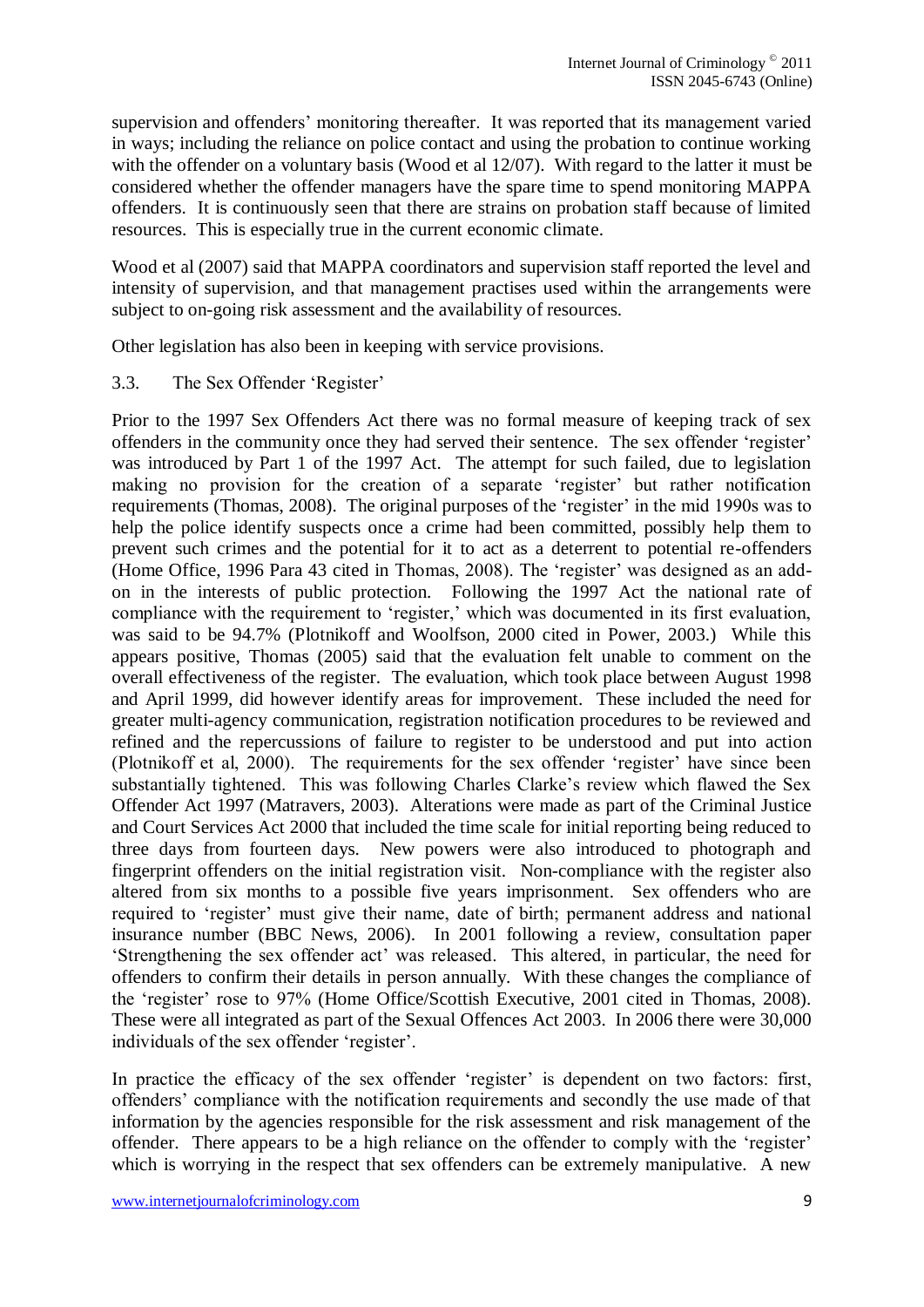supervision and offenders' monitoring thereafter. It was reported that its management varied in ways; including the reliance on police contact and using the probation to continue working with the offender on a voluntary basis (Wood et al 12/07). With regard to the latter it must be considered whether the offender managers have the spare time to spend monitoring MAPPA offenders. It is continuously seen that there are strains on probation staff because of limited resources. This is especially true in the current economic climate.

Wood et al (2007) said that MAPPA coordinators and supervision staff reported the level and intensity of supervision, and that management practises used within the arrangements were subject to on-going risk assessment and the availability of resources.

Other legislation has also been in keeping with service provisions.

### 3.3. The Sex Offender 'Register'

Prior to the 1997 Sex Offenders Act there was no formal measure of keeping track of sex offenders in the community once they had served their sentence. The sex offender 'register' was introduced by Part 1 of the 1997 Act. The attempt for such failed, due to legislation making no provision for the creation of a separate 'register' but rather notification requirements (Thomas, 2008). The original purposes of the 'register' in the mid 1990s was to help the police identify suspects once a crime had been committed, possibly help them to prevent such crimes and the potential for it to act as a deterrent to potential re-offenders (Home Office, 1996 Para 43 cited in Thomas, 2008). The 'register' was designed as an add-on in the interests of public protection. Following the 1997 Act the national rate of compliance with the requirement to 'register,' which was documented in its first evaluation, was said to be 94.7% (Plotnikoff and Woolfson, 2000 cited in Power, 2003.) While this appears positive, Thomas (2005) said that the evaluation felt unable to comment on the overall effectiveness of the register. The evaluation, which took place between August 1998 and April 1999, did however identify areas for improvement. These included the need for greater multi-agency communication, registration notification procedures to be reviewed and refined and the repercussions of failure to register to be understood and put into action (Plotnikoff et al, 2000). The requirements for the sex offender 'register' have since been substantially tightened. This was following Charles Clarke's review which flawed the Sex Offender Act 1997 (Matravers, 2003). Alterations were made as part of the Criminal Justice and Court Services Act 2000 that included the time scale for initial reporting being reduced to three days from fourteen days. New powers were also introduced to photograph and fingerprint offenders on the initial registration visit. Non-compliance with the register also altered from six months to a possible five years imprisonment. Sex offenders who are required to 'register' must give their name, date of birth; permanent address and national insurance number (BBC News, 2006). In 2001 following a review, consultation paper 'Strengthening the sex offender act' was released. This altered, in particular, the need for offenders to confirm their details in person annually. With these changes the compliance of the 'register' rose to 97% (Home Office/Scottish Executive, 2001 cited in Thomas, 2008). These were all integrated as part of the Sexual Offences Act 2003. In 2006 there were 30,000 individuals of the sex offender 'register'.

In practice the efficacy of the sex offender 'register' is dependent on two factors: first, offenders' compliance with the notification requirements and secondly the use made of that information by the agencies responsible for the risk assessment and risk management of the offender. There appears to be a high reliance on the offender to comply with the 'register' which is worrying in the respect that sex offenders can be extremely manipulative. A new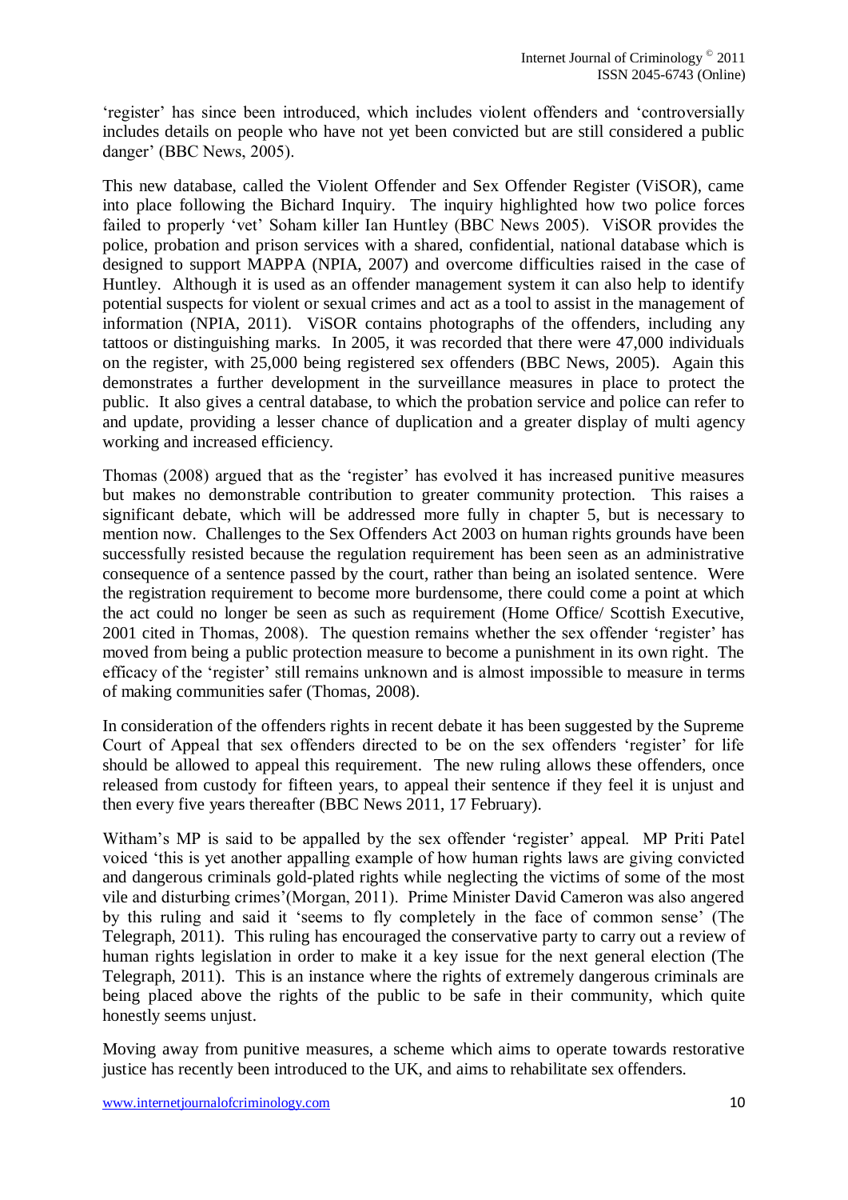'register' has since been introduced, which includes violent offenders and 'controversially includes details on people who have not yet been convicted but are still considered a public danger' (BBC News, 2005).

This new database, called the Violent Offender and Sex Offender Register (ViSOR), came into place following the Bichard Inquiry. The inquiry highlighted how two police forces failed to properly 'vet' Soham killer Ian Huntley (BBC News 2005). ViSOR provides the police, probation and prison services with a shared, confidential, national database which is designed to support MAPPA (NPIA, 2007) and overcome difficulties raised in the case of Huntley. Although it is used as an offender management system it can also help to identify potential suspects for violent or sexual crimes and act as a tool to assist in the management of information (NPIA, 2011). ViSOR contains photographs of the offenders, including any tattoos or distinguishing marks. In 2005, it was recorded that there were 47,000 individuals on the register, with 25,000 being registered sex offenders (BBC News, 2005). Again this demonstrates a further development in the surveillance measures in place to protect the public. It also gives a central database, to which the probation service and police can refer to and update, providing a lesser chance of duplication and a greater display of multi agency working and increased efficiency.

Thomas (2008) argued that as the 'register' has evolved it has increased punitive measures but makes no demonstrable contribution to greater community protection. This raises a significant debate, which will be addressed more fully in chapter 5, but is necessary to mention now. Challenges to the Sex Offenders Act 2003 on human rights grounds have been successfully resisted because the regulation requirement has been seen as an administrative consequence of a sentence passed by the court, rather than being an isolated sentence. Were the registration requirement to become more burdensome, there could come a point at which the act could no longer be seen as such as requirement (Home Office/ Scottish Executive, 2001 cited in Thomas, 2008). The question remains whether the sex offender 'register' has moved from being a public protection measure to become a punishment in its own right. The efficacy of the 'register' still remains unknown and is almost impossible to measure in terms of making communities safer (Thomas, 2008).

In consideration of the offenders rights in recent debate it has been suggested by the Supreme Court of Appeal that sex offenders directed to be on the sex offenders 'register' for life should be allowed to appeal this requirement. The new ruling allows these offenders, once released from custody for fifteen years, to appeal their sentence if they feel it is unjust and then every five years thereafter (BBC News 2011, 17 February).

Witham's MP is said to be appalled by the sex offender 'register' appeal. MP Priti Patel voiced 'this is yet another appalling example of how human rights laws are giving convicted and dangerous criminals gold-plated rights while neglecting the victims of some of the most vile and disturbing crimes'(Morgan, 2011). Prime Minister David Cameron was also angered by this ruling and said it 'seems to fly completely in the face of common sense' (The Telegraph, 2011). This ruling has encouraged the conservative party to carry out a review of human rights legislation in order to make it a key issue for the next general election (The Telegraph, 2011). This is an instance where the rights of extremely dangerous criminals are being placed above the rights of the public to be safe in their community, which quite honestly seems unjust.

Moving away from punitive measures, a scheme which aims to operate towards restorative justice has recently been introduced to the UK, and aims to rehabilitate sex offenders.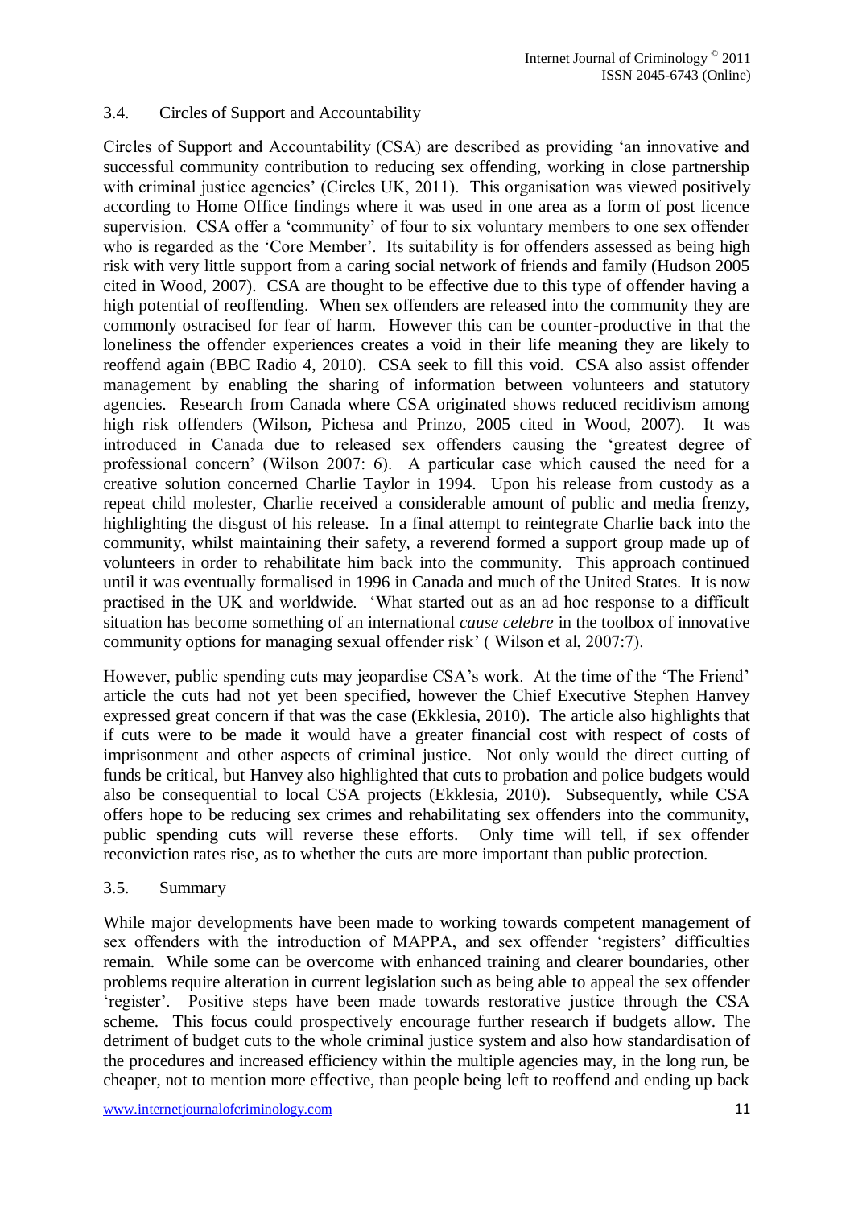### 3.4. Circles of Support and Accountability

Circles of Support and Accountability (CSA) are described as providing 'an innovative and successful community contribution to reducing sex offending, working in close partnership with criminal justice agencies' (Circles UK, 2011). This organisation was viewed positively according to Home Office findings where it was used in one area as a form of post licence supervision. CSA offer a 'community' of four to six voluntary members to one sex offender who is regarded as the 'Core Member'. Its suitability is for offenders assessed as being high risk with very little support from a caring social network of friends and family (Hudson 2005 cited in Wood, 2007). CSA are thought to be effective due to this type of offender having a high potential of reoffending. When sex offenders are released into the community they are commonly ostracised for fear of harm. However this can be counter-productive in that the loneliness the offender experiences creates a void in their life meaning they are likely to reoffend again (BBC Radio 4, 2010). CSA seek to fill this void. CSA also assist offender management by enabling the sharing of information between volunteers and statutory agencies. Research from Canada where CSA originated shows reduced recidivism among high risk offenders (Wilson, Pichesa and Prinzo, 2005 cited in Wood, 2007). It was introduced in Canada due to released sex offenders causing the 'greatest degree of professional concern' (Wilson 2007: 6). A particular case which caused the need for a creative solution concerned Charlie Taylor in 1994. Upon his release from custody as a repeat child molester, Charlie received a considerable amount of public and media frenzy, highlighting the disgust of his release. In a final attempt to reintegrate Charlie back into the community, whilst maintaining their safety, a reverend formed a support group made up of volunteers in order to rehabilitate him back into the community. This approach continued until it was eventually formalised in 1996 in Canada and much of the United States. It is now practised in the UK and worldwide. 'What started out as an ad hoc response to a difficult situation has become something of an international *cause celebre* in the toolbox of innovative community options for managing sexual offender risk' ( Wilson et al, 2007:7).

However, public spending cuts may jeopardise CSA's work. At the time of the 'The Friend' article the cuts had not yet been specified, however the Chief Executive Stephen Hanvey expressed great concern if that was the case (Ekklesia, 2010). The article also highlights that if cuts were to be made it would have a greater financial cost with respect of costs of imprisonment and other aspects of criminal justice. Not only would the direct cutting of funds be critical, but Hanvey also highlighted that cuts to probation and police budgets would also be consequential to local CSA projects (Ekklesia, 2010). Subsequently, while CSA offers hope to be reducing sex crimes and rehabilitating sex offenders into the community, public spending cuts will reverse these efforts. Only time will tell, if sex offender reconviction rates rise, as to whether the cuts are more important than public protection.

### 3.5. Summary

While major developments have been made to working towards competent management of sex offenders with the introduction of MAPPA, and sex offender 'registers' difficulties remain. While some can be overcome with enhanced training and clearer boundaries, other problems require alteration in current legislation such as being able to appeal the sex offender 'register'. Positive steps have been made towards restorative justice through the CSA scheme. This focus could prospectively encourage further research if budgets allow. The detriment of budget cuts to the whole criminal justice system and also how standardisation of the procedures and increased efficiency within the multiple agencies may, in the long run, be cheaper, not to mention more effective, than people being left to reoffend and ending up back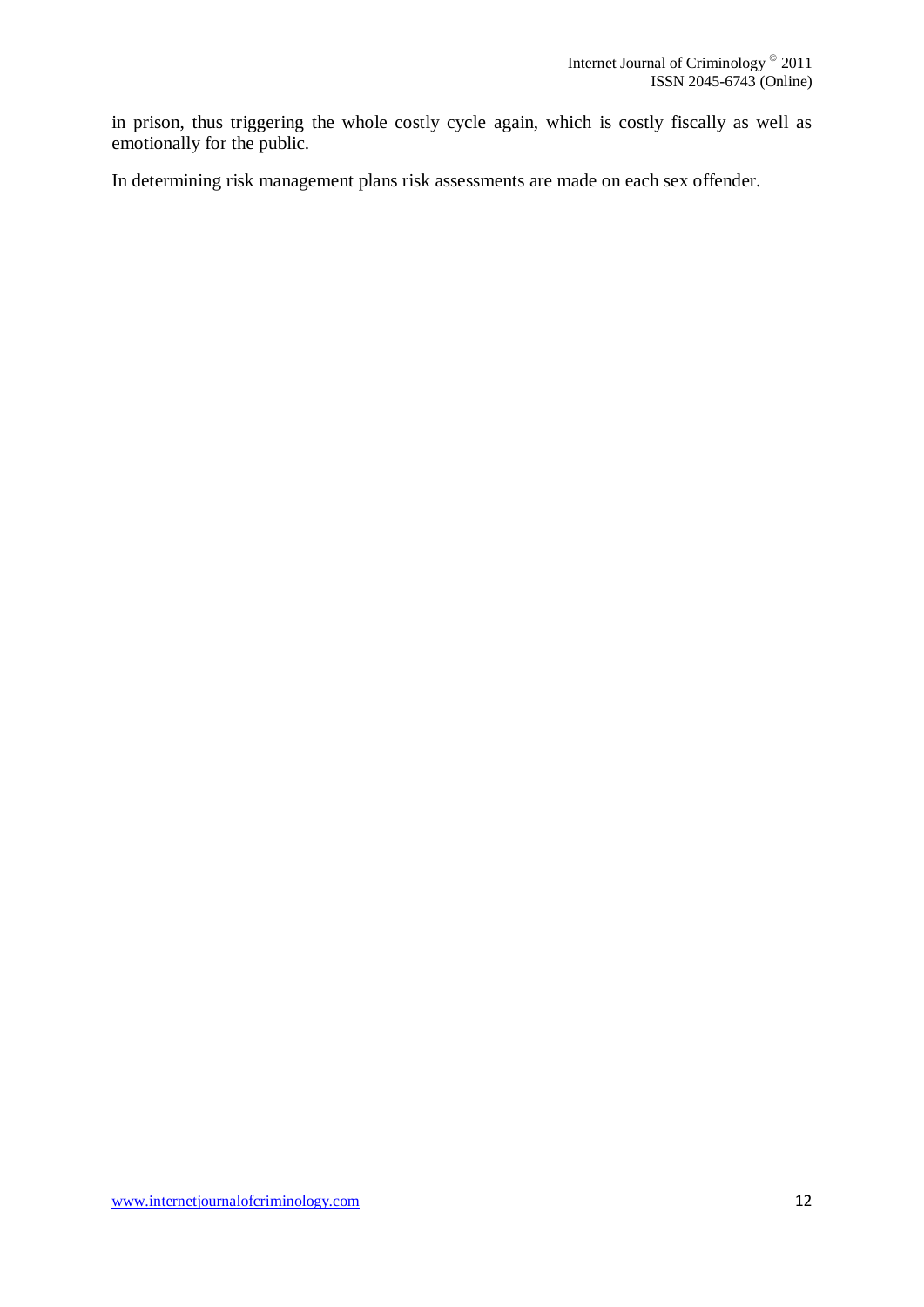in prison, thus triggering the whole costly cycle again, which is costly fiscally as well as emotionally for the public.

In determining risk management plans risk assessments are made on each sex offender.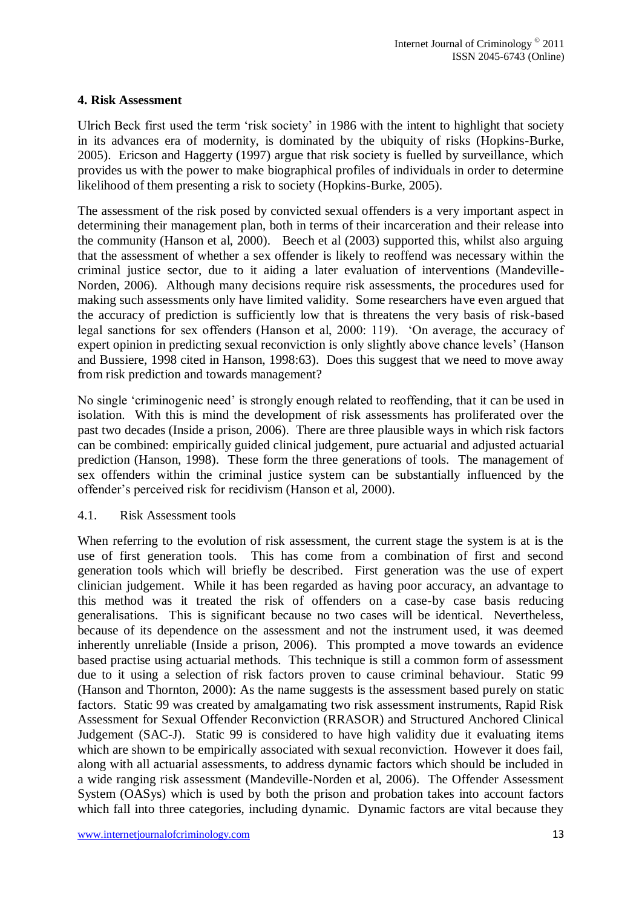## 4. Risk Assessment

Ulrich Beck first used the term 'risk society' in 1986 with the intent to highlight that society in its advances era of modernity, is dominated by the ubiquity of risks (Hopkins-Burke, 2005). Ericson and Haggerty (1997) argue that risk society is fuelled by surveillance, which provides us with the power to make biographical profiles of individuals in order to determine likelihood of them presenting a risk to society (Hopkins-Burke, 2005).

The assessment of the risk posed by convicted sexual offenders is a very important aspect in determining their management plan, both in terms of their incarceration and their release into the community (Hanson et al, 2000). Beech et al (2003) supported this, whilst also arguing that the assessment of whether a sex offender is likely to reoffend was necessary within the criminal justice sector, due to it aiding a later evaluation of interventions (Mandeville-Norden, 2006). Although many decisions require risk assessments, the procedures used for making such assessments only have limited validity. Some researchers have even argued that the accuracy of prediction is sufficiently low that is threatens the very basis of risk-based legal sanctions for sex offenders (Hanson et al, 2000: 119). 'On average, the accuracy of expert opinion in predicting sexual reconviction is only slightly above chance levels' (Hanson and Bussiere, 1998 cited in Hanson, 1998:63). Does this suggest that we need to move away from risk prediction and towards management?

No single 'criminogenic need' is strongly enough related to reoffending, that it can be used in isolation. With this is mind the development of risk assessments has proliferated over the past two decades (Inside a prison, 2006). There are three plausible ways in which risk factors can be combined: empirically guided clinical judgement, pure actuarial and adjusted actuarial prediction (Hanson, 1998). These form the three generations of tools. The management of sex offenders within the criminal justice system can be substantially influenced by the offender's perceived risk for recidivism (Hanson et al, 2000).

### 4.1. Risk Assessment tools

When referring to the evolution of risk assessment, the current stage the system is at is the use of first generation tools. This has come from a combination of first and second generation tools which will briefly be described. First generation was the use of expert clinician judgement. While it has been regarded as having poor accuracy, an advantage to this method was it treated the risk of offenders on a case-by case basis reducing generalisations. This is significant because no two cases will be identical. Nevertheless, because of its dependence on the assessment and not the instrument used, it was deemed inherently unreliable (Inside a prison, 2006). This prompted a move towards an evidence based practise using actuarial methods. This technique is still a common form of assessment due to it using a selection of risk factors proven to cause criminal behaviour. Static 99 (Hanson and Thornton, 2000): As the name suggests is the assessment based purely on static factors. Static 99 was created by amalgamating two risk assessment instruments, Rapid Risk Assessment for Sexual Offender Reconviction (RRASOR) and Structured Anchored Clinical Judgement (SAC-J). Static 99 is considered to have high validity due it evaluating items which are shown to be empirically associated with sexual reconviction. However it does fail, along with all actuarial assessments, to address dynamic factors which should be included in a wide ranging risk assessment (Mandeville-Norden et al, 2006). The Offender Assessment System (OASys) which is used by both the prison and probation takes into account factors which fall into three categories, including dynamic. Dynamic factors are vital because they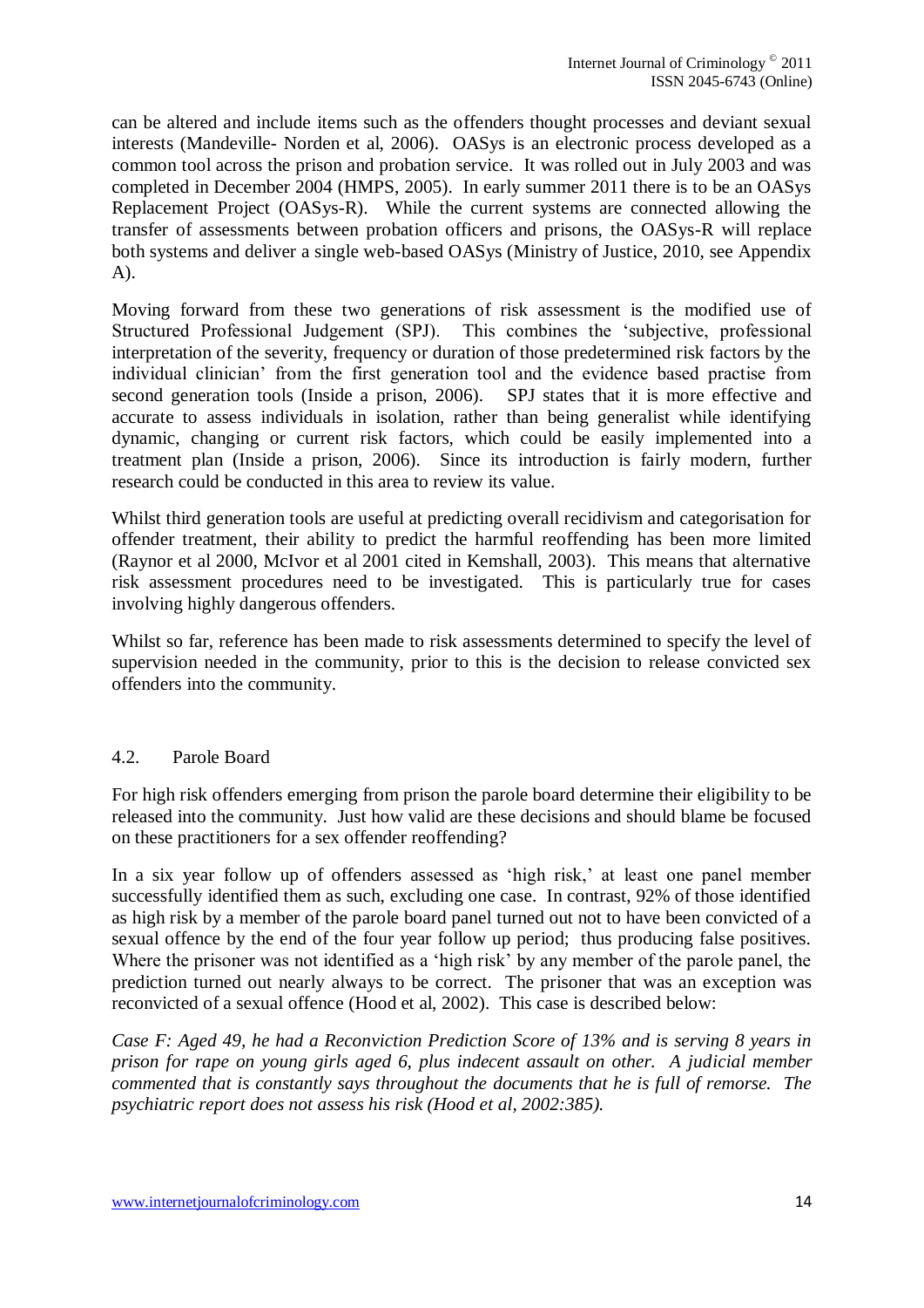can be altered and include items such as the offenders thought processes and deviant sexual interests (Mandeville- Norden et al, 2006). OASys is an electronic process developed as a common tool across the prison and probation service. It was rolled out in July 2003 and was completed in December 2004 (HMPS, 2005). In early summer 2011 there is to be an OASys Replacement Project (OASys-R). While the current systems are connected allowing the transfer of assessments between probation officers and prisons, the OASys-R will replace both systems and deliver a single web-based OASys (Ministry of Justice, 2010, see Appendix A).

Moving forward from these two generations of risk assessment is the modified use of Structured Professional Judgement (SPJ). This combines the 'subjective, professional interpretation of the severity, frequency or duration of those predetermined risk factors by the individual clinician' from the first generation tool and the evidence based practise from second generation tools (Inside a prison, 2006). SPJ states that it is more effective and accurate to assess individuals in isolation, rather than being generalist while identifying dynamic, changing or current risk factors, which could be easily implemented into a treatment plan (Inside a prison, 2006). Since its introduction is fairly modern, further research could be conducted in this area to review its value.

Whilst third generation tools are useful at predicting overall recidivism and categorisation for offender treatment, their ability to predict the harmful reoffending has been more limited (Raynor et al 2000, McIvor et al 2001 cited in Kemshall, 2003). This means that alternative risk assessment procedures need to be investigated. This is particularly true for cases involving highly dangerous offenders.

Whilst so far, reference has been made to risk assessments determined to specify the level of supervision needed in the community, prior to this is the decision to release convicted sex offenders into the community.

## 4.2. Parole Board

For high risk offenders emerging from prison the parole board determine their eligibility to be released into the community. Just how valid are these decisions and should blame be focused on these practitioners for a sex offender reoffending?

In a six year follow up of offenders assessed as 'high risk,' at least one panel member successfully identified them as such, excluding one case. In contrast, 92% of those identified as high risk by a member of the parole board panel turned out not to have been convicted of a sexual offence by the end of the four year follow up period; thus producing false positives. Where the prisoner was not identified as a 'high risk' by any member of the parole panel, the prediction turned out nearly always to be correct. The prisoner that was an exception was reconvicted of a sexual offence (Hood et al, 2002). This case is described below:

*Case F: Aged 49, he had a Reconviction Prediction Score of 13% and is serving 8 years in prison for rape on young girls aged 6, plus indecent assault on other. A judicial member commented that is constantly says throughout the documents that he is full of remorse. The psychiatric report does not assess his risk (Hood et al, 2002:385).*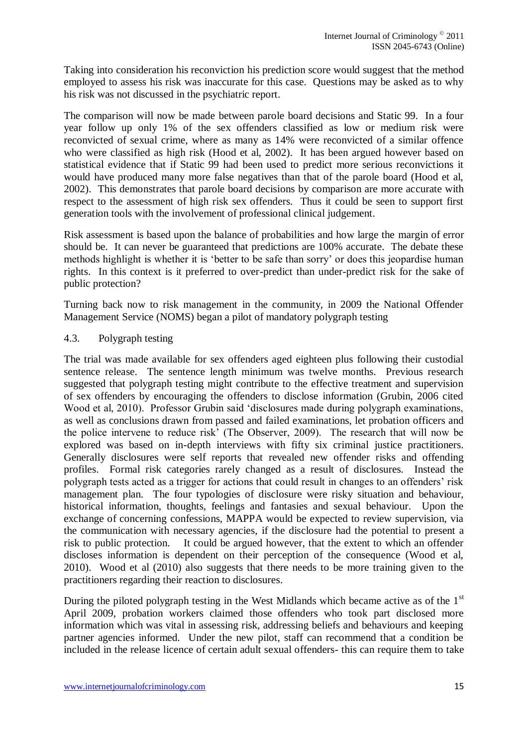Taking into consideration his reconviction his prediction score would suggest that the method employed to assess his risk was inaccurate for this case. Questions may be asked as to why his risk was not discussed in the psychiatric report.

The comparison will now be made between parole board decisions and Static 99. In a four year follow up only 1% of the sex offenders classified as low or medium risk were reconvicted of sexual crime, where as many as 14% were reconvicted of a similar offence who were classified as high risk (Hood et al, 2002). It has been argued however based on statistical evidence that if Static 99 had been used to predict more serious reconvictions it would have produced many more false negatives than that of the parole board (Hood et al, 2002). This demonstrates that parole board decisions by comparison are more accurate with respect to the assessment of high risk sex offenders. Thus it could be seen to support first generation tools with the involvement of professional clinical judgement.

Risk assessment is based upon the balance of probabilities and how large the margin of error should be. It can never be guaranteed that predictions are 100% accurate. The debate these methods highlight is whether it is 'better to be safe than sorry' or does this jeopardise human rights. In this context is it preferred to over-predict than under-predict risk for the sake of public protection?

Turning back now to risk management in the community, in 2009 the National Offender Management Service (NOMS) began a pilot of mandatory polygraph testing

### 4.3. Polygraph testing

The trial was made available for sex offenders aged eighteen plus following their custodial sentence release. The sentence length minimum was twelve months. Previous research suggested that polygraph testing might contribute to the effective treatment and supervision of sex offenders by encouraging the offenders to disclose information (Grubin, 2006 cited Wood et al, 2010). Professor Grubin said 'disclosures made during polygraph examinations, as well as conclusions drawn from passed and failed examinations, let probation officers and the police intervene to reduce risk' (The Observer, 2009). The research that will now be explored was based on in-depth interviews with fifty six criminal justice practitioners. Generally disclosures were self reports that revealed new offender risks and offending profiles. Formal risk categories rarely changed as a result of disclosures. Instead the polygraph tests acted as a trigger for actions that could result in changes to an offenders' risk management plan. The four typologies of disclosure were risky situation and behaviour, historical information, thoughts, feelings and fantasies and sexual behaviour. Upon the exchange of concerning confessions, MAPPA would be expected to review supervision, via the communication with necessary agencies, if the disclosure had the potential to present a risk to public protection. It could be argued however, that the extent to which an offender discloses information is dependent on their perception of the consequence (Wood et al, 2010). Wood et al (2010) also suggests that there needs to be more training given to the practitioners regarding their reaction to disclosures.

During the piloted polygraph testing in the West Midlands which became active as of the 1st April 2009, probation workers claimed those offenders who took part disclosed more information which was vital in assessing risk, addressing beliefs and behaviours and keeping partner agencies informed. Under the new pilot, staff can recommend that a condition be included in the release licence of certain adult sexual offenders- this can require them to take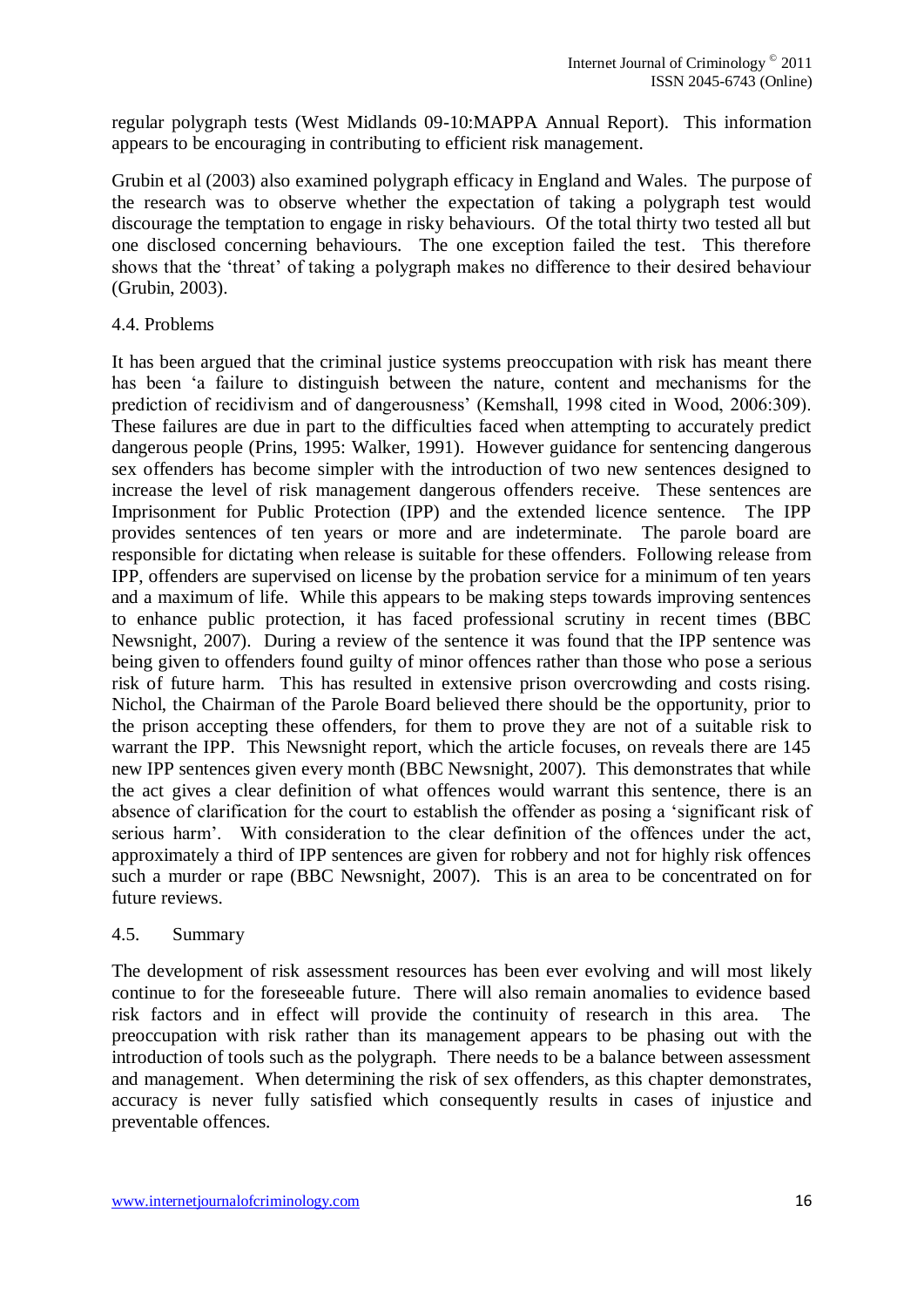regular polygraph tests (West Midlands 09-10:MAPPA Annual Report). This information appears to be encouraging in contributing to efficient risk management.

Grubin et al (2003) also examined polygraph efficacy in England and Wales. The purpose of the research was to observe whether the expectation of taking a polygraph test would discourage the temptation to engage in risky behaviours. Of the total thirty two tested all but one disclosed concerning behaviours. The one exception failed the test. This therefore shows that the 'threat' of taking a polygraph makes no difference to their desired behaviour (Grubin, 2003).

### 4.4. Problems

It has been argued that the criminal justice systems preoccupation with risk has meant there has been 'a failure to distinguish between the nature, content and mechanisms for the prediction of recidivism and of dangerousness' (Kemshall, 1998 cited in Wood, 2006:309). These failures are due in part to the difficulties faced when attempting to accurately predict dangerous people (Prins, 1995: Walker, 1991). However guidance for sentencing dangerous sex offenders has become simpler with the introduction of two new sentences designed to increase the level of risk management dangerous offenders receive. These sentences are Imprisonment for Public Protection (IPP) and the extended licence sentence. The IPP provides sentences of ten years or more and are indeterminate. The parole board are responsible for dictating when release is suitable for these offenders. Following release from IPP, offenders are supervised on license by the probation service for a minimum of ten years and a maximum of life. While this appears to be making steps towards improving sentences to enhance public protection, it has faced professional scrutiny in recent times (BBC Newsnight, 2007). During a review of the sentence it was found that the IPP sentence was being given to offenders found guilty of minor offences rather than those who pose a serious risk of future harm. This has resulted in extensive prison overcrowding and costs rising. Nichol, the Chairman of the Parole Board believed there should be the opportunity, prior to the prison accepting these offenders, for them to prove they are not of a suitable risk to warrant the IPP. This Newsnight report, which the article focuses, on reveals there are 145 new IPP sentences given every month (BBC Newsnight, 2007). This demonstrates that while the act gives a clear definition of what offences would warrant this sentence, there is an absence of clarification for the court to establish the offender as posing a 'significant risk of serious harm'. With consideration to the clear definition of the offences under the act, approximately a third of IPP sentences are given for robbery and not for highly risk offences such a murder or rape (BBC Newsnight, 2007). This is an area to be concentrated on for future reviews.

### 4.5. Summary

The development of risk assessment resources has been ever evolving and will most likely continue to for the foreseeable future. There will also remain anomalies to evidence based risk factors and in effect will provide the continuity of research in this area. The preoccupation with risk rather than its management appears to be phasing out with the introduction of tools such as the polygraph. There needs to be a balance between assessment and management. When determining the risk of sex offenders, as this chapter demonstrates, accuracy is never fully satisfied which consequently results in cases of injustice and preventable offences.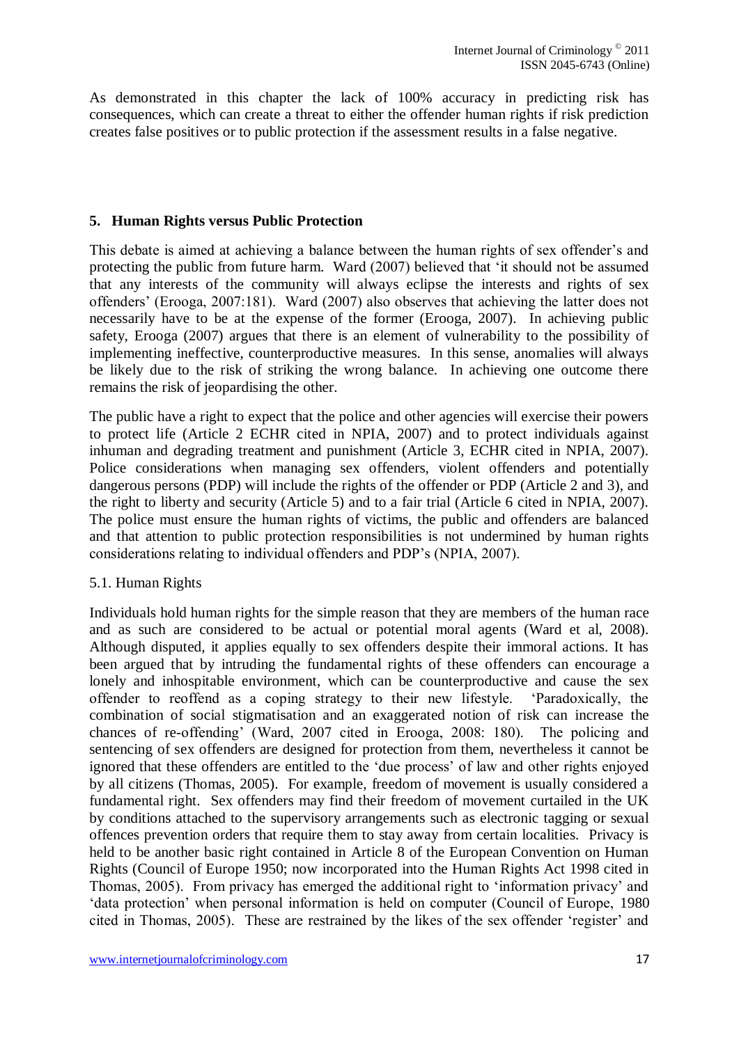As demonstrated in this chapter the lack of 100% accuracy in predicting risk has consequences, which can create a threat to either the offender human rights if risk prediction creates false positives or to public protection if the assessment results in a false negative.

## 5. Human Rights versus Public Protection

This debate is aimed at achieving a balance between the human rights of sex offender's and protecting the public from future harm. Ward (2007) believed that 'it should not be assumed that any interests of the community will always eclipse the interests and rights of sex offenders' (Erooga, 2007:181). Ward (2007) also observes that achieving the latter does not necessarily have to be at the expense of the former (Erooga, 2007). In achieving public safety, Erooga (2007) argues that there is an element of vulnerability to the possibility of implementing ineffective, counterproductive measures. In this sense, anomalies will always be likely due to the risk of striking the wrong balance. In achieving one outcome there remains the risk of jeopardising the other.

The public have a right to expect that the police and other agencies will exercise their powers to protect life (Article 2 ECHR cited in NPIA, 2007) and to protect individuals against inhuman and degrading treatment and punishment (Article 3, ECHR cited in NPIA, 2007). Police considerations when managing sex offenders, violent offenders and potentially dangerous persons (PDP) will include the rights of the offender or PDP (Article 2 and 3), and the right to liberty and security (Article 5) and to a fair trial (Article 6 cited in NPIA, 2007). The police must ensure the human rights of victims, the public and offenders are balanced and that attention to public protection responsibilities is not undermined by human rights considerations relating to individual offenders and PDP's (NPIA, 2007).

### 5.1. Human Rights

Individuals hold human rights for the simple reason that they are members of the human race and as such are considered to be actual or potential moral agents (Ward et al, 2008). Although disputed, it applies equally to sex offenders despite their immoral actions. It has been argued that by intruding the fundamental rights of these offenders can encourage a lonely and inhospitable environment, which can be counterproductive and cause the sex offender to reoffend as a coping strategy to their new lifestyle. 'Paradoxically, the combination of social stigmatisation and an exaggerated notion of risk can increase the chances of re-offending' (Ward, 2007 cited in Erooga, 2008: 180). The policing and sentencing of sex offenders are designed for protection from them, nevertheless it cannot be ignored that these offenders are entitled to the 'due process' of law and other rights enjoyed by all citizens (Thomas, 2005). For example, freedom of movement is usually considered a fundamental right. Sex offenders may find their freedom of movement curtailed in the UK by conditions attached to the supervisory arrangements such as electronic tagging or sexual offences prevention orders that require them to stay away from certain localities. Privacy is held to be another basic right contained in Article 8 of the European Convention on Human Rights (Council of Europe 1950; now incorporated into the Human Rights Act 1998 cited in Thomas, 2005). From privacy has emerged the additional right to 'information privacy' and 'data protection' when personal information is held on computer (Council of Europe, 1980 cited in Thomas, 2005). These are restrained by the likes of the sex offender 'register' and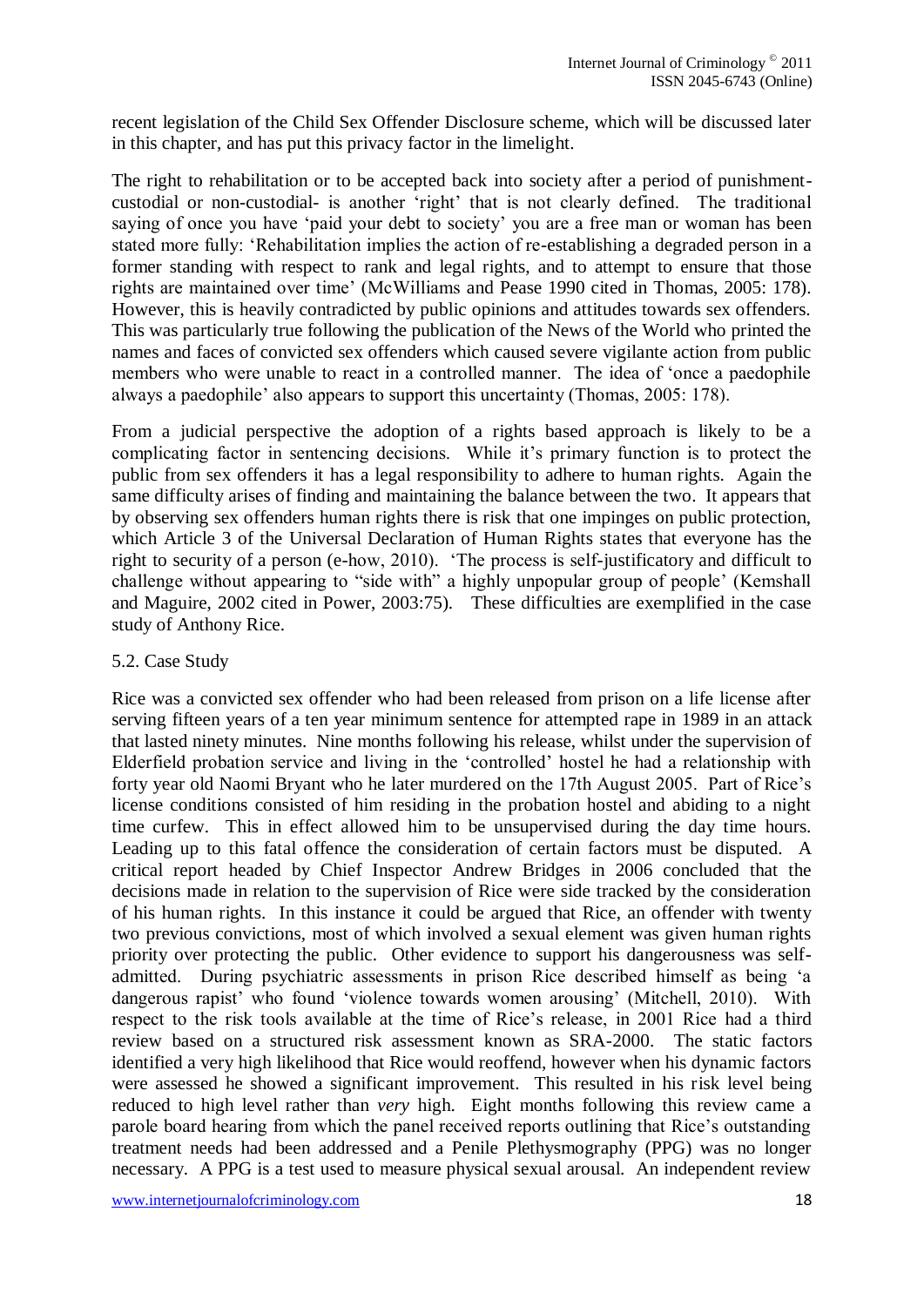recent legislation of the Child Sex Offender Disclosure scheme, which will be discussed later in this chapter, and has put this privacy factor in the limelight.

The right to rehabilitation or to be accepted back into society after a period of punishment-custodial or non-custodial- is another 'right' that is not clearly defined. The traditional saying of once you have 'paid your debt to society' you are a free man or woman has been stated more fully: 'Rehabilitation implies the action of re-establishing a degraded person in a former standing with respect to rank and legal rights, and to attempt to ensure that those rights are maintained over time' (McWilliams and Pease 1990 cited in Thomas, 2005: 178). However, this is heavily contradicted by public opinions and attitudes towards sex offenders. This was particularly true following the publication of the News of the World who printed the names and faces of convicted sex offenders which caused severe vigilante action from public members who were unable to react in a controlled manner. The idea of 'once a paedophile always a paedophile' also appears to support this uncertainty (Thomas, 2005: 178).

From a judicial perspective the adoption of a rights based approach is likely to be a complicating factor in sentencing decisions. While it's primary function is to protect the public from sex offenders it has a legal responsibility to adhere to human rights. Again the same difficulty arises of finding and maintaining the balance between the two. It appears that by observing sex offenders human rights there is risk that one impinges on public protection, which Article 3 of the Universal Declaration of Human Rights states that everyone has the right to security of a person (e-how, 2010). 'The process is self-justificatory and difficult to challenge without appearing to "side with" a highly unpopular group of people' (Kemshall and Maguire, 2002 cited in Power, 2003:75). These difficulties are exemplified in the case study of Anthony Rice.

5.2. Case Study

Rice was a convicted sex offender who had been released from prison on a life license after serving fifteen years of a ten year minimum sentence for attempted rape in 1989 in an attack that lasted ninety minutes. Nine months following his release, whilst under the supervision of Elderfield probation service and living in the 'controlled' hostel he had a relationship with forty year old Naomi Bryant who he later murdered on the 17th August 2005. Part of Rice's license conditions consisted of him residing in the probation hostel and abiding to a night time curfew. This in effect allowed him to be unsupervised during the day time hours. Leading up to this fatal offence the consideration of certain factors must be disputed. A critical report headed by Chief Inspector Andrew Bridges in 2006 concluded that the decisions made in relation to the supervision of Rice were side tracked by the consideration of his human rights. In this instance it could be argued that Rice, an offender with twenty two previous convictions, most of which involved a sexual element was given human rights priority over protecting the public. Other evidence to support his dangerousness was self-admitted. During psychiatric assessments in prison Rice described himself as being 'a dangerous rapist' who found 'violence towards women arousing' (Mitchell, 2010). With respect to the risk tools available at the time of Rice's release, in 2001 Rice had a third review based on a structured risk assessment known as SRA-2000. The static factors identified a very high likelihood that Rice would reoffend, however when his dynamic factors were assessed he showed a significant improvement. This resulted in his risk level being reduced to high level rather than *very* high. Eight months following this review came a parole board hearing from which the panel received reports outlining that Rice's outstanding treatment needs had been addressed and a Penile Plethysmography (PPG) was no longer necessary. A PPG is a test used to measure physical sexual arousal. An independent review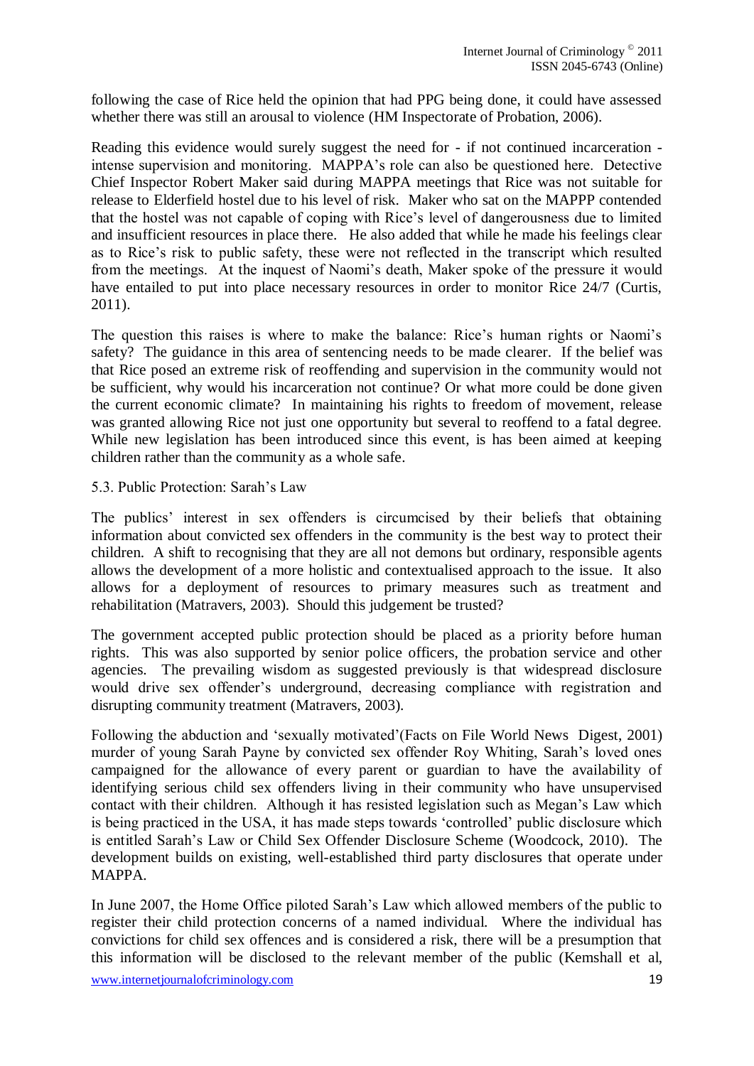following the case of Rice held the opinion that had PPG being done, it could have assessed whether there was still an arousal to violence (HM Inspectorate of Probation, 2006).

Reading this evidence would surely suggest the need for - if not continued incarceration - intense supervision and monitoring. MAPPA's role can also be questioned here. Detective Chief Inspector Robert Maker said during MAPPA meetings that Rice was not suitable for release to Elderfield hostel due to his level of risk. Maker who sat on the MAPPP contended that the hostel was not capable of coping with Rice's level of dangerousness due to limited and insufficient resources in place there. He also added that while he made his feelings clear as to Rice's risk to public safety, these were not reflected in the transcript which resulted from the meetings. At the inquest of Naomi's death, Maker spoke of the pressure it would have entailed to put into place necessary resources in order to monitor Rice 24/7 (Curtis, 2011).

The question this raises is where to make the balance: Rice's human rights or Naomi's safety? The guidance in this area of sentencing needs to be made clearer. If the belief was that Rice posed an extreme risk of reoffending and supervision in the community would not be sufficient, why would his incarceration not continue? Or what more could be done given the current economic climate? In maintaining his rights to freedom of movement, release was granted allowing Rice not just one opportunity but several to reoffend to a fatal degree. While new legislation has been introduced since this event, is has been aimed at keeping children rather than the community as a whole safe.

5.3. Public Protection: Sarah's Law

The publics' interest in sex offenders is circumcised by their beliefs that obtaining information about convicted sex offenders in the community is the best way to protect their children. A shift to recognising that they are all not demons but ordinary, responsible agents allows the development of a more holistic and contextualised approach to the issue. It also allows for a deployment of resources to primary measures such as treatment and rehabilitation (Matravers, 2003). Should this judgement be trusted?

The government accepted public protection should be placed as a priority before human rights. This was also supported by senior police officers, the probation service and other agencies. The prevailing wisdom as suggested previously is that widespread disclosure would drive sex offender's underground, decreasing compliance with registration and disrupting community treatment (Matravers, 2003).

Following the abduction and 'sexually motivated'(Facts on File World News Digest, 2001) murder of young Sarah Payne by convicted sex offender Roy Whiting, Sarah's loved ones campaigned for the allowance of every parent or guardian to have the availability of identifying serious child sex offenders living in their community who have unsupervised contact with their children. Although it has resisted legislation such as Megan's Law which is being practiced in the USA, it has made steps towards 'controlled' public disclosure which is entitled Sarah's Law or Child Sex Offender Disclosure Scheme (Woodcock, 2010). The development builds on existing, well-established third party disclosures that operate under MAPPA.

In June 2007, the Home Office piloted Sarah's Law which allowed members of the public to register their child protection concerns of a named individual. Where the individual has convictions for child sex offences and is considered a risk, there will be a presumption that this information will be disclosed to the relevant member of the public (Kemshall et al,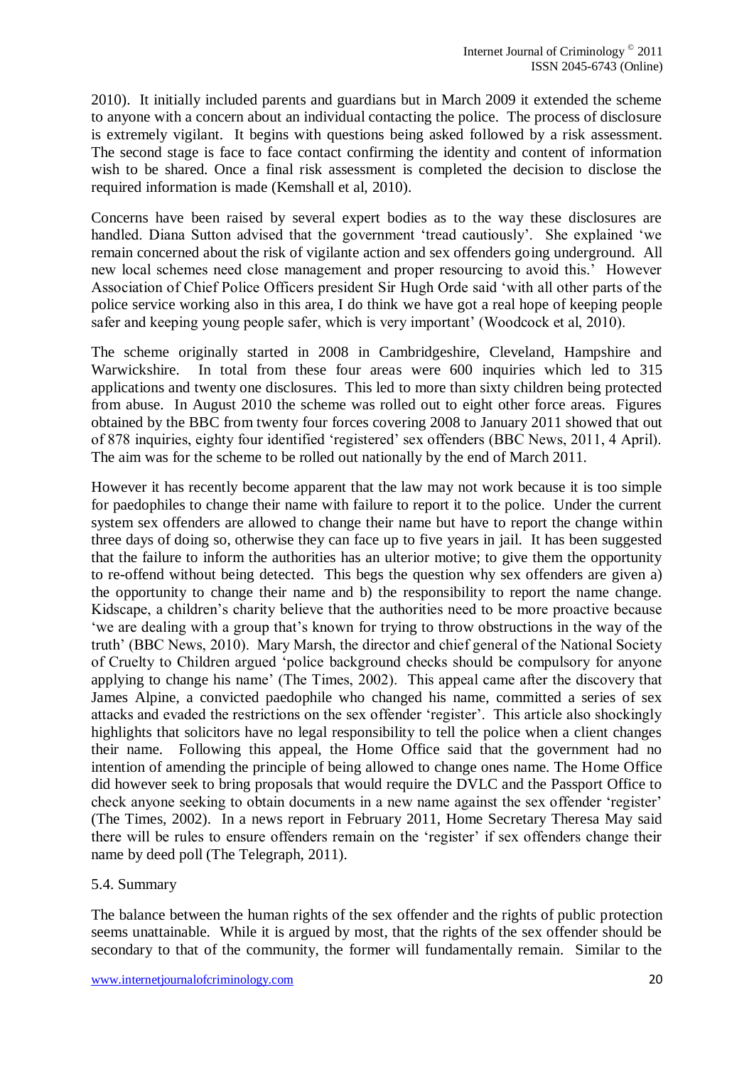2010). It initially included parents and guardians but in March 2009 it extended the scheme to anyone with a concern about an individual contacting the police. The process of disclosure is extremely vigilant. It begins with questions being asked followed by a risk assessment. The second stage is face to face contact confirming the identity and content of information wish to be shared. Once a final risk assessment is completed the decision to disclose the required information is made (Kemshall et al, 2010).

Concerns have been raised by several expert bodies as to the way these disclosures are handled. Diana Sutton advised that the government 'tread cautiously'. She explained 'we remain concerned about the risk of vigilante action and sex offenders going underground. All new local schemes need close management and proper resourcing to avoid this.' However Association of Chief Police Officers president Sir Hugh Orde said 'with all other parts of the police service working also in this area, I do think we have got a real hope of keeping people safer and keeping young people safer, which is very important' (Woodcock et al, 2010).

The scheme originally started in 2008 in Cambridgeshire, Cleveland, Hampshire and Warwickshire. In total from these four areas were 600 inquiries which led to 315 applications and twenty one disclosures. This led to more than sixty children being protected from abuse. In August 2010 the scheme was rolled out to eight other force areas. Figures obtained by the BBC from twenty four forces covering 2008 to January 2011 showed that out of 878 inquiries, eighty four identified 'registered' sex offenders (BBC News, 2011, 4 April). The aim was for the scheme to be rolled out nationally by the end of March 2011.

However it has recently become apparent that the law may not work because it is too simple for paedophiles to change their name with failure to report it to the police. Under the current system sex offenders are allowed to change their name but have to report the change within three days of doing so, otherwise they can face up to five years in jail. It has been suggested that the failure to inform the authorities has an ulterior motive; to give them the opportunity to re-offend without being detected. This begs the question why sex offenders are given a) the opportunity to change their name and b) the responsibility to report the name change. Kidscape, a children's charity believe that the authorities need to be more proactive because 'we are dealing with a group that's known for trying to throw obstructions in the way of the truth' (BBC News, 2010). Mary Marsh, the director and chief general of the National Society of Cruelty to Children argued 'police background checks should be compulsory for anyone applying to change his name' (The Times, 2002). This appeal came after the discovery that James Alpine, a convicted paedophile who changed his name, committed a series of sex attacks and evaded the restrictions on the sex offender 'register'. This article also shockingly highlights that solicitors have no legal responsibility to tell the police when a client changes their name. Following this appeal, the Home Office said that the government had no intention of amending the principle of being allowed to change ones name. The Home Office did however seek to bring proposals that would require the DVLC and the Passport Office to check anyone seeking to obtain documents in a new name against the sex offender 'register' (The Times, 2002). In a news report in February 2011, Home Secretary Theresa May said there will be rules to ensure offenders remain on the 'register' if sex offenders change their name by deed poll (The Telegraph, 2011).

### 5.4. Summary

The balance between the human rights of the sex offender and the rights of public protection seems unattainable. While it is argued by most, that the rights of the sex offender should be secondary to that of the community, the former will fundamentally remain. Similar to the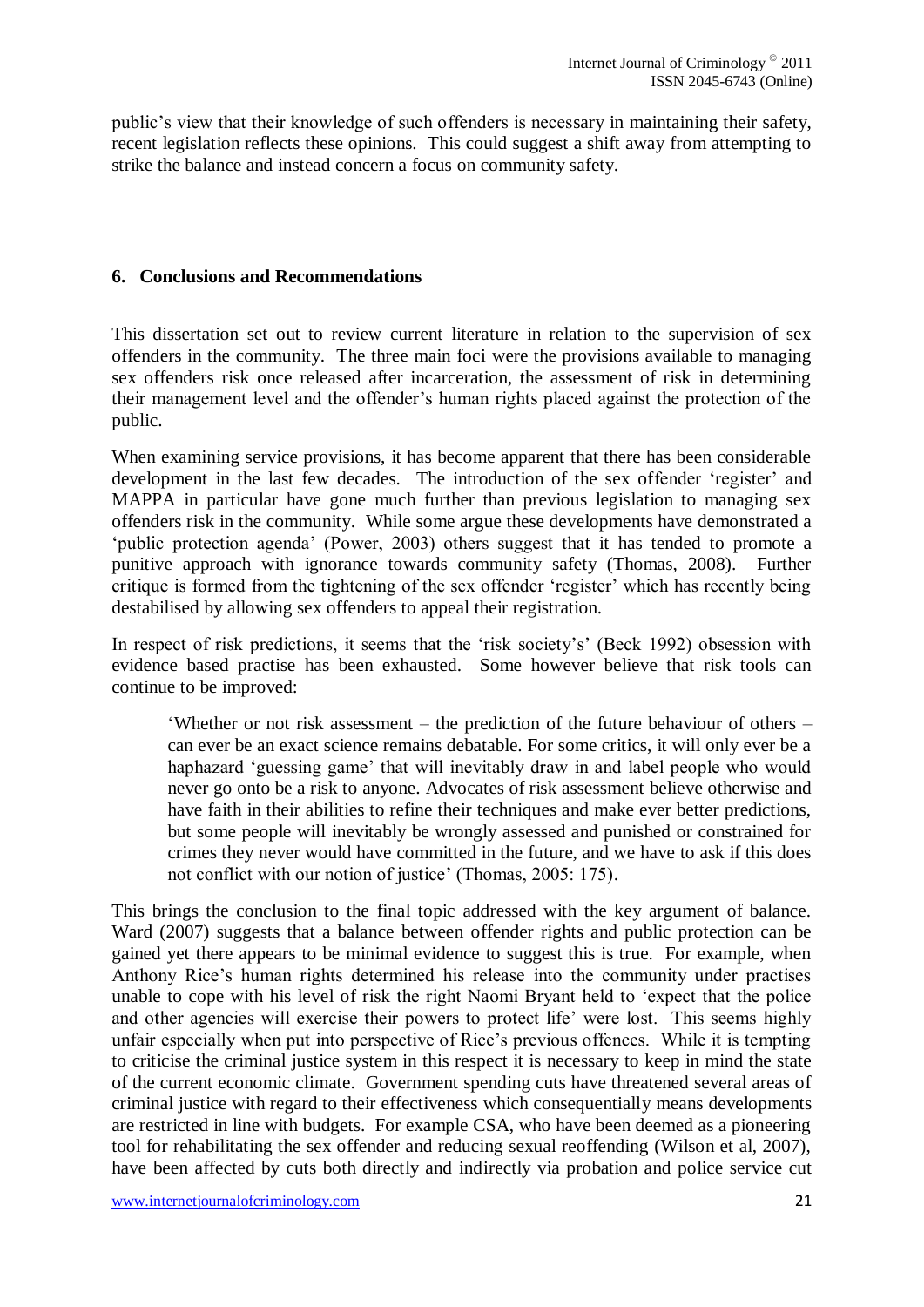public's view that their knowledge of such offenders is necessary in maintaining their safety, recent legislation reflects these opinions. This could suggest a shift away from attempting to strike the balance and instead concern a focus on community safety.

## 6. Conclusions and Recommendations

This dissertation set out to review current literature in relation to the supervision of sex offenders in the community. The three main foci were the provisions available to managing sex offenders risk once released after incarceration, the assessment of risk in determining their management level and the offender's human rights placed against the protection of the public.

When examining service provisions, it has become apparent that there has been considerable development in the last few decades. The introduction of the sex offender 'register' and MAPPA in particular have gone much further than previous legislation to managing sex offenders risk in the community. While some argue these developments have demonstrated a 'public protection agenda' (Power, 2003) others suggest that it has tended to promote a punitive approach with ignorance towards community safety (Thomas, 2008). Further critique is formed from the tightening of the sex offender 'register' which has recently being destabilised by allowing sex offenders to appeal their registration.

In respect of risk predictions, it seems that the 'risk society's' (Beck 1992) obsession with evidence based practise has been exhausted. Some however believe that risk tools can continue to be improved:

> 'Whether or not risk assessment – the prediction of the future behaviour of others – can ever be an exact science remains debatable. For some critics, it will only ever be a haphazard 'guessing game' that will inevitably draw in and label people who would never go onto be a risk to anyone. Advocates of risk assessment believe otherwise and have faith in their abilities to refine their techniques and make ever better predictions, but some people will inevitably be wrongly assessed and punished or constrained for crimes they never would have committed in the future, and we have to ask if this does not conflict with our notion of justice' (Thomas, 2005: 175).

This brings the conclusion to the final topic addressed with the key argument of balance. Ward (2007) suggests that a balance between offender rights and public protection can be gained yet there appears to be minimal evidence to suggest this is true. For example, when Anthony Rice's human rights determined his release into the community under practises unable to cope with his level of risk the right Naomi Bryant held to 'expect that the police and other agencies will exercise their powers to protect life' were lost. This seems highly unfair especially when put into perspective of Rice's previous offences. While it is tempting to criticise the criminal justice system in this respect it is necessary to keep in mind the state of the current economic climate. Government spending cuts have threatened several areas of criminal justice with regard to their effectiveness which consequentially means developments are restricted in line with budgets. For example CSA, who have been deemed as a pioneering tool for rehabilitating the sex offender and reducing sexual reoffending (Wilson et al, 2007), have been affected by cuts both directly and indirectly via probation and police service cut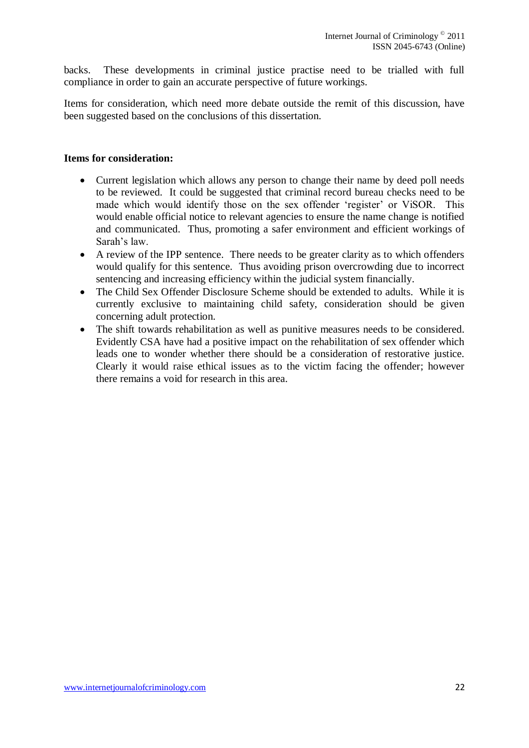backs. These developments in criminal justice practise need to be trialled with full compliance in order to gain an accurate perspective of future workings.

Items for consideration, which need more debate outside the remit of this discussion, have been suggested based on the conclusions of this dissertation.

**Items for consideration:**

- Current legislation which allows any person to change their name by deed poll needs to be reviewed. It could be suggested that criminal record bureau checks need to be made which would identify those on the sex offender 'register' or ViSOR. This would enable official notice to relevant agencies to ensure the name change is notified and communicated. Thus, promoting a safer environment and efficient workings of Sarah's law.
- A review of the IPP sentence. There needs to be greater clarity as to which offenders would qualify for this sentence. Thus avoiding prison overcrowding due to incorrect sentencing and increasing efficiency within the judicial system financially.
- The Child Sex Offender Disclosure Scheme should be extended to adults. While it is currently exclusive to maintaining child safety, consideration should be given concerning adult protection.
- The shift towards rehabilitation as well as punitive measures needs to be considered. Evidently CSA have had a positive impact on the rehabilitation of sex offender which leads one to wonder whether there should be a consideration of restorative justice. Clearly it would raise ethical issues as to the victim facing the offender; however there remains a void for research in this area.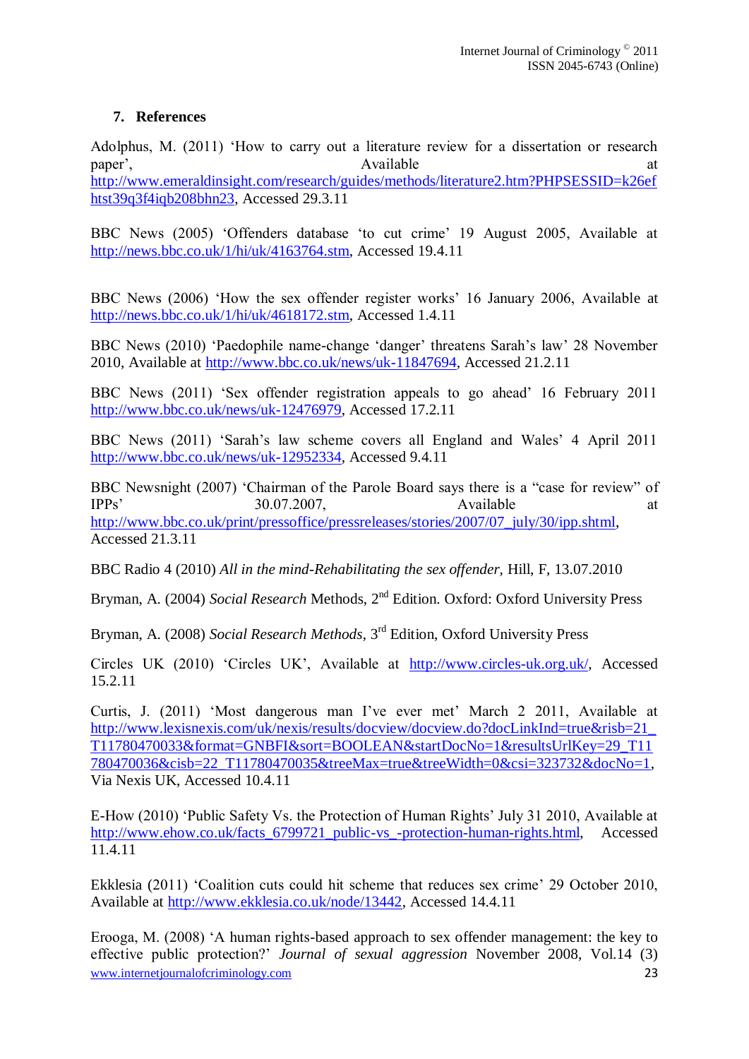## 7. References

Adolphus, M. (2011) 'How to carry out a literature review for a dissertation or research paper', Available at http://www.emeraldinsight.com/research/guides/methods/literature2.htm?PHPSESSID=k26efhtst39q3f4iqb208bhn23, Accessed 29.3.11

BBC News (2005) 'Offenders database 'to cut crime' 19 August 2005, Available at http://news.bbc.co.uk/1/hi/uk/4163764.stm, Accessed 19.4.11

BBC News (2006) 'How the sex offender register works' 16 January 2006, Available at http://news.bbc.co.uk/1/hi/uk/4618172.stm, Accessed 1.4.11

BBC News (2010) 'Paedophile name-change 'danger' threatens Sarah's law' 28 November 2010, Available at http://www.bbc.co.uk/news/uk-11847694, Accessed 21.2.11

BBC News (2011) 'Sex offender registration appeals to go ahead' 16 February 2011 http://www.bbc.co.uk/news/uk-12476979, Accessed 17.2.11

BBC News (2011) 'Sarah's law scheme covers all England and Wales' 4 April 2011 http://www.bbc.co.uk/news/uk-12952334, Accessed 9.4.11

BBC Newsnight (2007) 'Chairman of the Parole Board says there is a "case for review" of IPPs' 30.07.2007, Available at http://www.bbc.co.uk/print/pressoffice/pressreleases/stories/2007/07_july/30/ipp.shtml, Accessed 21.3.11

BBC Radio 4 (2010) *All in the mind-Rehabilitating the sex offender,* Hill, F, 13.07.2010

Bryman, A. (2004) *Social Research* Methods, 2nd Edition. Oxford: Oxford University Press

Bryman, A. (2008) *Social Research Methods*, 3rd Edition, Oxford University Press

Circles UK (2010) 'Circles UK', Available at http://www.circles-uk.org.uk/, Accessed 15.2.11

Curtis, J. (2011) 'Most dangerous man I've ever met' March 2 2011, Available at http://www.lexisnexis.com/uk/nexis/results/docview/docview.do?docLinkInd=true&risb=21_T11780470033&format=GNBFI&sort=BOOLEAN&startDocNo=1&resultsUrlKey=29_T11780470036&cisb=22_T11780470035&treeMax=true&treeWidth=0&csi=323732&docNo=1, Via Nexis UK, Accessed 10.4.11

E-How (2010) 'Public Safety Vs. the Protection of Human Rights' July 31 2010, Available at http://www.ehow.co.uk/facts_6799721_public-vs_-protection-human-rights.html, Accessed 11.4.11

Ekklesia (2011) 'Coalition cuts could hit scheme that reduces sex crime' 29 October 2010, Available at http://www.ekklesia.co.uk/node/13442, Accessed 14.4.11

Erooga, M. (2008) 'A human rights-based approach to sex offender management: the key to effective public protection?' *Journal of sexual aggression* November 2008, Vol.14 (3)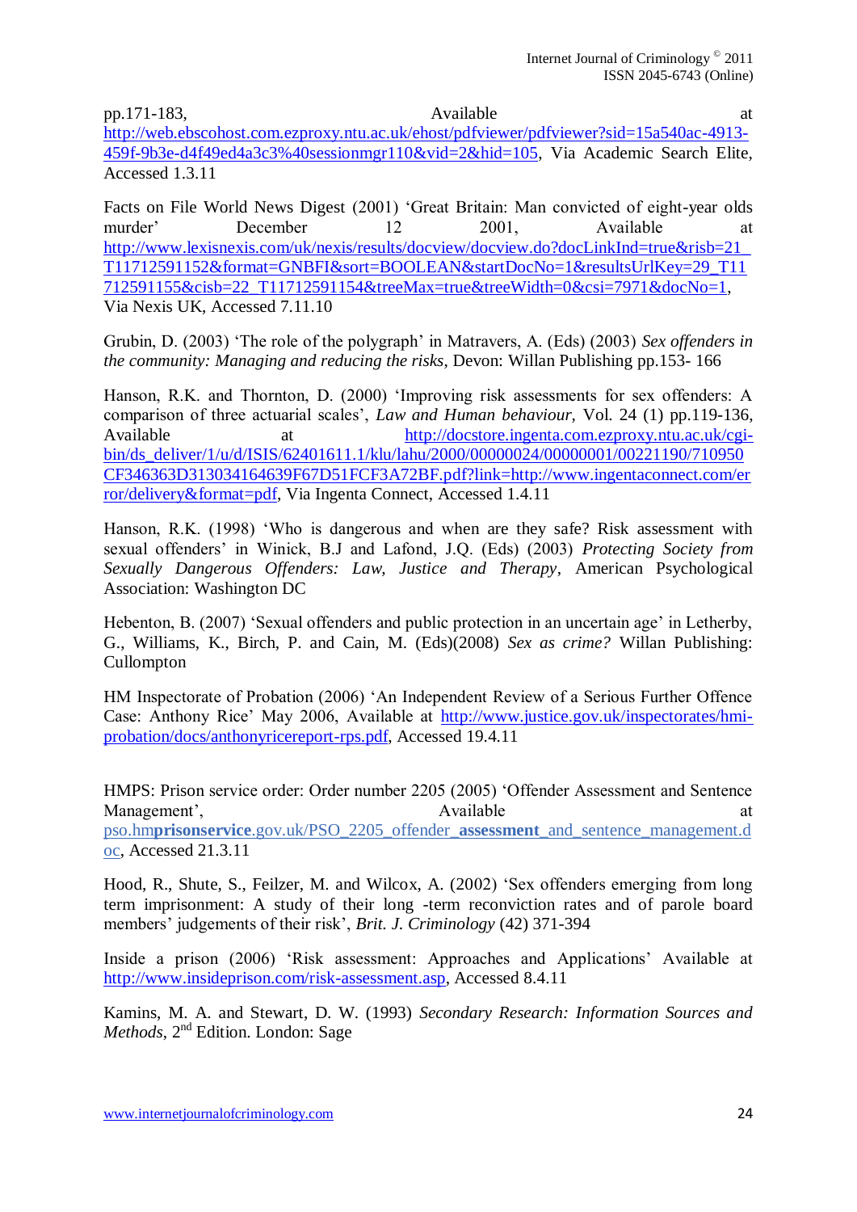pp.171-183, Available at http://web.ebscohost.com.ezproxy.ntu.ac.uk/ehost/pdfviewer/pdfviewer?sid=15a540ac-4913-459f-9b3e-d4f49ed4a3c3%40sessionmgr110&vid=2&hid=105, Via Academic Search Elite, Accessed 1.3.11

Facts on File World News Digest (2001) 'Great Britain: Man convicted of eight-year olds murder' December 12 2001, Available at http://www.lexisnexis.com/uk/nexis/results/docview/docview.do?docLinkInd=true&risb=21_T11712591152&format=GNBFI&sort=BOOLEAN&startDocNo=1&resultsUrlKey=29_T11712591155&cisb=22_T11712591154&treeMax=true&treeWidth=0&csi=7971&docNo=1, Via Nexis UK, Accessed 7.11.10

Grubin, D. (2003) 'The role of the polygraph' in Matravers, A. (Eds) (2003) *Sex offenders in the community: Managing and reducing the risks*, Devon: Willan Publishing pp.153- 166

Hanson, R.K. and Thornton, D. (2000) 'Improving risk assessments for sex offenders: A comparison of three actuarial scales', *Law and Human behaviour,* Vol. 24 (1) pp.119-136, Available at http://docstore.ingenta.com.ezproxy.ntu.ac.uk/cgi-bin/ds_deliver/1/u/d/ISIS/62401611.1/klu/lahu/2000/00000024/00000001/00221190/710950CF346363D313034164639F67D51FCF3A72BF.pdf?link=http://www.ingentaconnect.com/error/delivery&format=pdf, Via Ingenta Connect, Accessed 1.4.11

Hanson, R.K. (1998) 'Who is dangerous and when are they safe? Risk assessment with sexual offenders' in Winick, B.J and Lafond, J.Q. (Eds) (2003) *Protecting Society from Sexually Dangerous Offenders: Law, Justice and Therapy*, American Psychological Association: Washington DC

Hebenton, B. (2007) 'Sexual offenders and public protection in an uncertain age' in Letherby, G., Williams, K., Birch, P. and Cain, M. (Eds)(2008) *Sex as crime?* Willan Publishing: Cullompton

HM Inspectorate of Probation (2006) 'An Independent Review of a Serious Further Offence Case: Anthony Rice' May 2006, Available at http://www.justice.gov.uk/inspectorates/hmi-probation/docs/anthonyricereport-rps.pdf, Accessed 19.4.11

HMPS: Prison service order: Order number 2205 (2005) 'Offender Assessment and Sentence Management', Available at pso.hm**prisonservice**.gov.uk/PSO_2205_offender_**assessment**_and_sentence_management.doc, Accessed 21.3.11

Hood, R., Shute, S., Feilzer, M. and Wilcox, A. (2002) 'Sex offenders emerging from long term imprisonment: A study of their long -term reconviction rates and of parole board members' judgements of their risk', *Brit. J. Criminology* (42) 371-394

Inside a prison (2006) 'Risk assessment: Approaches and Applications' Available at http://www.insideprison.com/risk-assessment.asp, Accessed 8.4.11

Kamins, M. A. and Stewart, D. W. (1993) *Secondary Research: Information Sources and Methods*, 2nd Edition. London: Sage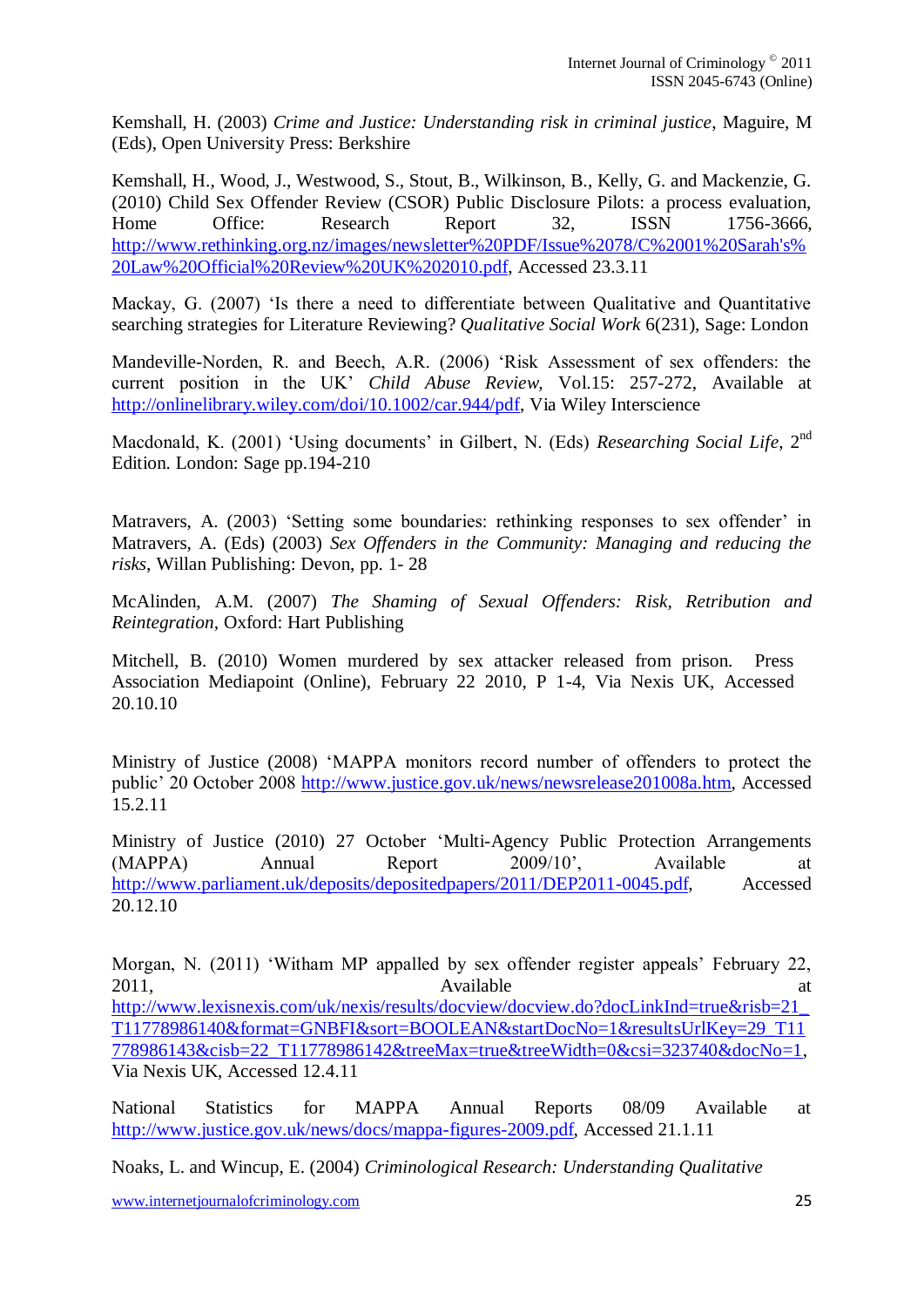Kemshall, H. (2003) *Crime and Justice: Understanding risk in criminal justice*, Maguire, M (Eds), Open University Press: Berkshire

Kemshall, H., Wood, J., Westwood, S., Stout, B., Wilkinson, B., Kelly, G. and Mackenzie, G. (2010) Child Sex Offender Review (CSOR) Public Disclosure Pilots: a process evaluation, Home Office: Research Report 32, ISSN 1756-3666, http://www.rethinking.org.nz/images/newsletter%20PDF/Issue%2078/C%2001%20Sarah's%20Law%20Official%20Review%20UK%202010.pdf, Accessed 23.3.11

Mackay, G. (2007) 'Is there a need to differentiate between Qualitative and Quantitative searching strategies for Literature Reviewing? *Qualitative Social Work* 6(231), Sage: London

Mandeville-Norden, R. and Beech, A.R. (2006) 'Risk Assessment of sex offenders: the current position in the UK' *Child Abuse Review*, Vol.15: 257-272, Available at http://onlinelibrary.wiley.com/doi/10.1002/car.944/pdf, Via Wiley Interscience

Macdonald, K. (2001) 'Using documents' in Gilbert, N. (Eds) *Researching Social Life*, 2nd Edition. London: Sage pp.194-210

Matravers, A. (2003) 'Setting some boundaries: rethinking responses to sex offender' in Matravers, A. (Eds) (2003) *Sex Offenders in the Community: Managing and reducing the risks*, Willan Publishing: Devon, pp. 1- 28

McAlinden, A.M. (2007) *The Shaming of Sexual Offenders: Risk, Retribution and Reintegration*, Oxford: Hart Publishing

Mitchell, B. (2010) Women murdered by sex attacker released from prison. Press Association Mediapoint (Online), February 22 2010, P 1-4, Via Nexis UK, Accessed 20.10.10

Ministry of Justice (2008) 'MAPPA monitors record number of offenders to protect the public' 20 October 2008 http://www.justice.gov.uk/news/newsrelease201008a.htm, Accessed 15.2.11

Ministry of Justice (2010) 27 October 'Multi-Agency Public Protection Arrangements (MAPPA) Annual Report 2009/10', Available at http://www.parliament.uk/deposits/depositedpapers/2011/DEP2011-0045.pdf, Accessed 20.12.10

Morgan, N. (2011) 'Witham MP appalled by sex offender register appeals' February 22, 2011, Available at http://www.lexisnexis.com/uk/nexis/results/docview/docview.do?docLinkInd=true&risb=21_T11778986140&format=GNBFI&sort=BOOLEAN&startDocNo=1&resultsUrlKey=29_T11778986143&cisb=22_T11778986142&treeMax=true&treeWidth=0&csi=323740&docNo=1, Via Nexis UK, Accessed 12.4.11

National Statistics for MAPPA Annual Reports 08/09 Available at http://www.justice.gov.uk/news/docs/mappa-figures-2009.pdf, Accessed 21.1.11

Noaks, L. and Wincup, E. (2004) *Criminological Research: Understanding Qualitative*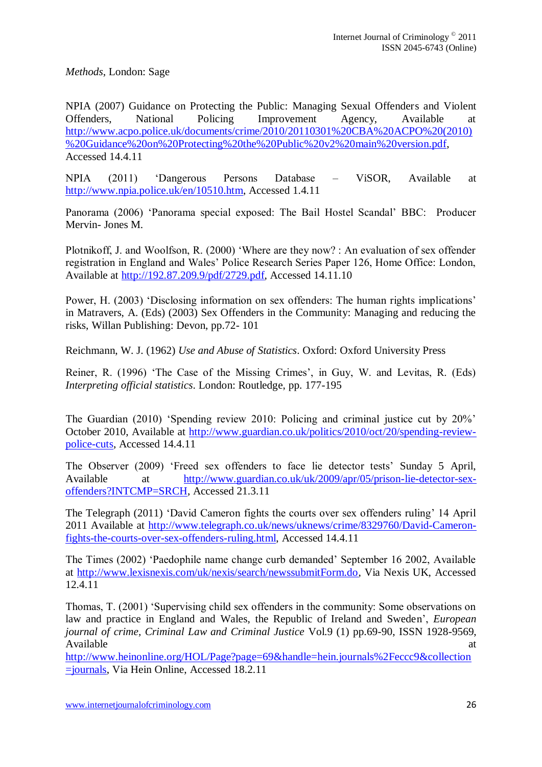*Methods*, London: Sage

NPIA (2007) Guidance on Protecting the Public: Managing Sexual Offenders and Violent Offenders, National Policing Improvement Agency, Available at http://www.acpo.police.uk/documents/crime/2010/20110301%20CBA%20ACPO%20(2010)%20Guidance%20on%20Protecting%20the%20Public%20v2%20main%20version.pdf, Accessed 14.4.11

NPIA (2011) 'Dangerous Persons Database – ViSOR, Available at http://www.npia.police.uk/en/10510.htm, Accessed 1.4.11

Panorama (2006) 'Panorama special exposed: The Bail Hostel Scandal' BBC: Producer Mervin- Jones M.

Plotnikoff, J. and Woolfson, R. (2000) 'Where are they now? : An evaluation of sex offender registration in England and Wales' Police Research Series Paper 126, Home Office: London, Available at http://192.87.209.9/pdf/2729.pdf, Accessed 14.11.10

Power, H. (2003) 'Disclosing information on sex offenders: The human rights implications' in Matravers, A. (Eds) (2003) Sex Offenders in the Community: Managing and reducing the risks, Willan Publishing: Devon, pp.72- 101

Reichmann, W. J. (1962) *Use and Abuse of Statistics*. Oxford: Oxford University Press

Reiner, R. (1996) 'The Case of the Missing Crimes', in Guy, W. and Levitas, R. (Eds) *Interpreting official statistics*. London: Routledge, pp. 177-195

The Guardian (2010) 'Spending review 2010: Policing and criminal justice cut by 20%' October 2010, Available at http://www.guardian.co.uk/politics/2010/oct/20/spending-review-police-cuts, Accessed 14.4.11

The Observer (2009) 'Freed sex offenders to face lie detector tests' Sunday 5 April, Available at http://www.guardian.co.uk/uk/2009/apr/05/prison-lie-detector-sex-offenders?INTCMP=SRCH, Accessed 21.3.11

The Telegraph (2011) 'David Cameron fights the courts over sex offenders ruling' 14 April 2011 Available at http://www.telegraph.co.uk/news/uknews/crime/8329760/David-Cameron-fights-the-courts-over-sex-offenders-ruling.html, Accessed 14.4.11

The Times (2002) 'Paedophile name change curb demanded' September 16 2002, Available at http://www.lexisnexis.com/uk/nexis/search/newssubmitForm.do, Via Nexis UK, Accessed 12.4.11

Thomas, T. (2001) 'Supervising child sex offenders in the community: Some observations on law and practice in England and Wales, the Republic of Ireland and Sweden', *European journal of crime, Criminal Law and Criminal Justice* Vol.9 (1) pp.69-90, ISSN 1928-9569, Available at http://www.heinonline.org/HOL/Page?page=69&handle=hein.journals%2Feccc9&collection=journals, Via Hein Online, Accessed 18.2.11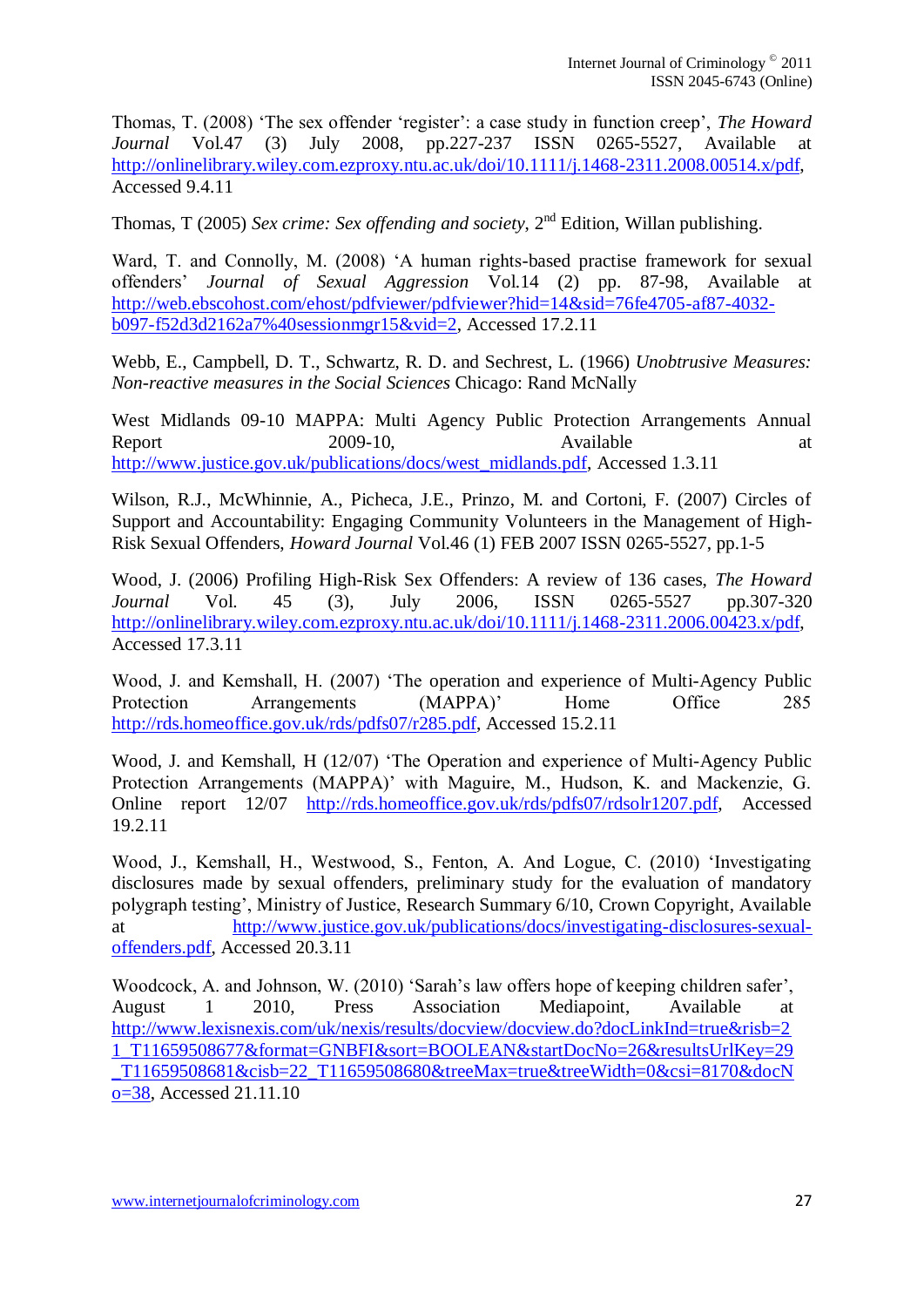Thomas, T. (2008) 'The sex offender 'register': a case study in function creep', *The Howard Journal* Vol.47 (3) July 2008, pp.227-237 ISSN 0265-5527, Available at http://onlinelibrary.wiley.com.ezproxy.ntu.ac.uk/doi/10.1111/j.1468-2311.2008.00514.x/pdf, Accessed 9.4.11

Thomas, T (2005) *Sex crime: Sex offending and society*, 2nd Edition, Willan publishing.

Ward, T. and Connolly, M. (2008) 'A human rights-based practise framework for sexual offenders' *Journal of Sexual Aggression* Vol.14 (2) pp. 87-98, Available at http://web.ebscohost.com/ehost/pdfviewer/pdfviewer?hid=14&sid=76fe4705-af87-4032-b097-f52d3d2162a7%40sessionmgr15&vid=2, Accessed 17.2.11

Webb, E., Campbell, D. T., Schwartz, R. D. and Sechrest, L. (1966) *Unobtrusive Measures: Non-reactive measures in the Social Sciences* Chicago: Rand McNally

West Midlands 09-10 MAPPA: Multi Agency Public Protection Arrangements Annual Report 2009-10, Available at http://www.justice.gov.uk/publications/docs/west_midlands.pdf, Accessed 1.3.11

Wilson, R.J., McWhinnie, A., Picheca, J.E., Prinzo, M. and Cortoni, F. (2007) Circles of Support and Accountability: Engaging Community Volunteers in the Management of High-Risk Sexual Offenders, *Howard Journal* Vol.46 (1) FEB 2007 ISSN 0265-5527, pp.1-5

Wood, J. (2006) Profiling High-Risk Sex Offenders: A review of 136 cases, *The Howard Journal* Vol. 45 (3), July 2006, ISSN 0265-5527 pp.307-320 http://onlinelibrary.wiley.com.ezproxy.ntu.ac.uk/doi/10.1111/j.1468-2311.2006.00423.x/pdf, Accessed 17.3.11

Wood, J. and Kemshall, H. (2007) 'The operation and experience of Multi-Agency Public Protection Arrangements (MAPPA)' Home Office 285 http://rds.homeoffice.gov.uk/rds/pdfs07/r285.pdf, Accessed 15.2.11

Wood, J. and Kemshall, H (12/07) 'The Operation and experience of Multi-Agency Public Protection Arrangements (MAPPA)' with Maguire, M., Hudson, K. and Mackenzie, G. Online report 12/07 http://rds.homeoffice.gov.uk/rds/pdfs07/rdsolr1207.pdf, Accessed 19.2.11

Wood, J., Kemshall, H., Westwood, S., Fenton, A. And Logue, C. (2010) 'Investigating disclosures made by sexual offenders, preliminary study for the evaluation of mandatory polygraph testing', Ministry of Justice, Research Summary 6/10, Crown Copyright, Available at http://www.justice.gov.uk/publications/docs/investigating-disclosures-sexual-offenders.pdf, Accessed 20.3.11

Woodcock, A. and Johnson, W. (2010) 'Sarah's law offers hope of keeping children safer', August 1 2010, Press Association Mediapoint, Available at http://www.lexisnexis.com/uk/nexis/results/docview/docview.do?docLinkInd=true&risb=21_T11659508677&format=GNBFI&sort=BOOLEAN&startDocNo=26&resultsUrlKey=29_T11659508681&cisb=22_T11659508680&treeMax=true&treeWidth=0&csi=8170&docNo=38, Accessed 21.11.10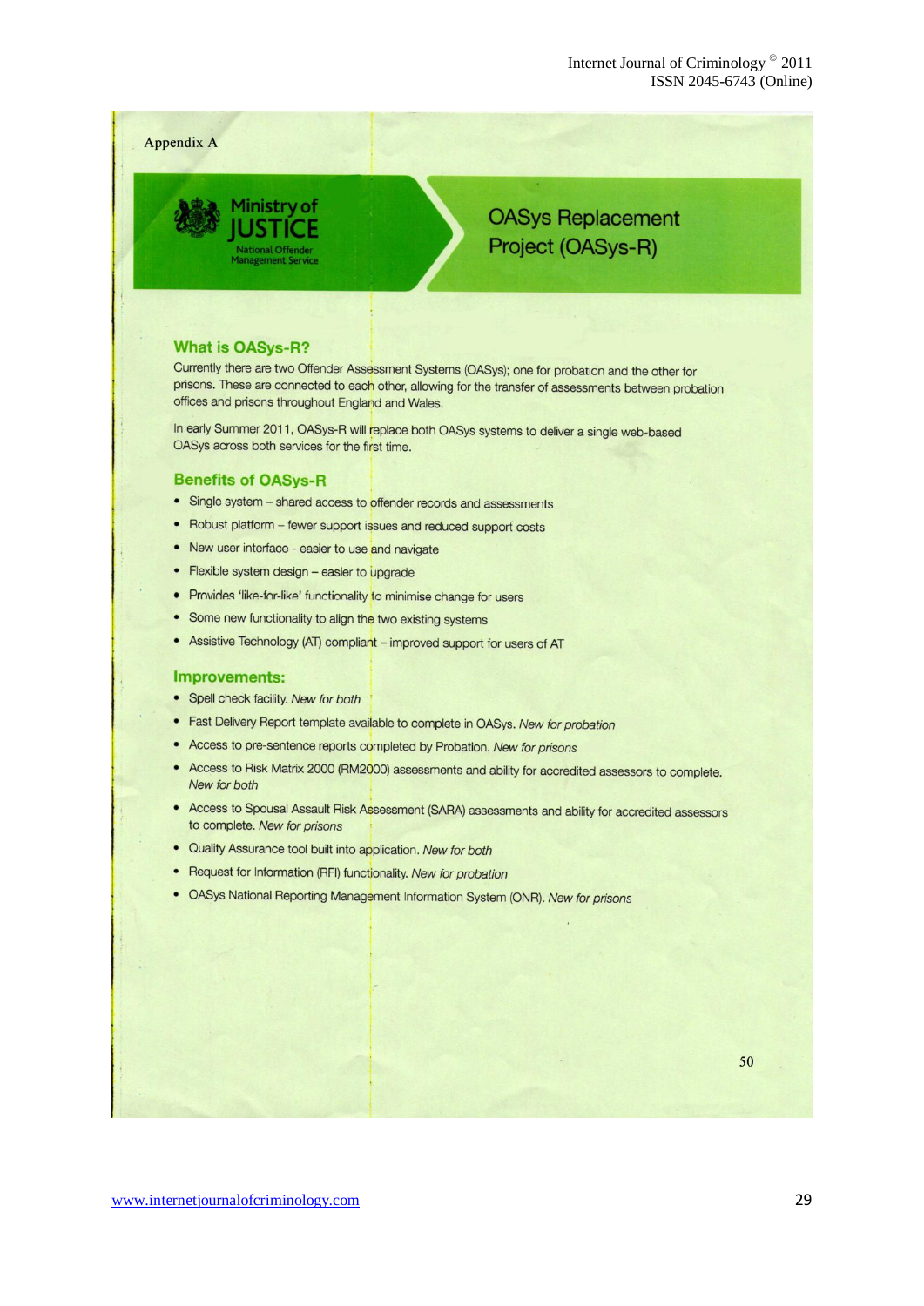Appendix A

Ministry of JUSTICE
National Offender Management Service

# OASys Replacement Project (OASys-R)

## What is OASys-R?

Currently there are two Offender Assessment Systems (OASys); one for probation and the other for prisons. These are connected to each other, allowing for the transfer of assessments between probation offices and prisons throughout England and Wales.

In early Summer 2011, OASys-R will replace both OASys systems to deliver a single web-based OASys across both services for the first time.

## Benefits of OASys-R

- Single system – shared access to offender records and assessments
- Robust platform – fewer support issues and reduced support costs
- New user interface - easier to use and navigate
- Flexible system design – easier to upgrade
- Provides 'like-for-like' functionality to minimise change for users
- Some new functionality to align the two existing systems
- Assistive Technology (AT) compliant – improved support for users of AT

## Improvements:

- Spell check facility. *New for both*
- Fast Delivery Report template available to complete in OASys. *New for probation*
- Access to pre-sentence reports completed by Probation. *New for prisons*
- Access to Risk Matrix 2000 (RM2000) assessments and ability for accredited assessors to complete. *New for both*
- Access to Spousal Assault Risk Assessment (SARA) assessments and ability for accredited assessors to complete. *New for prisons*
- Quality Assurance tool built into application. *New for both*
- Request for Information (RFI) functionality. *New for probation*
- OASys National Reporting Management Information System (ONR). *New for prisons*

50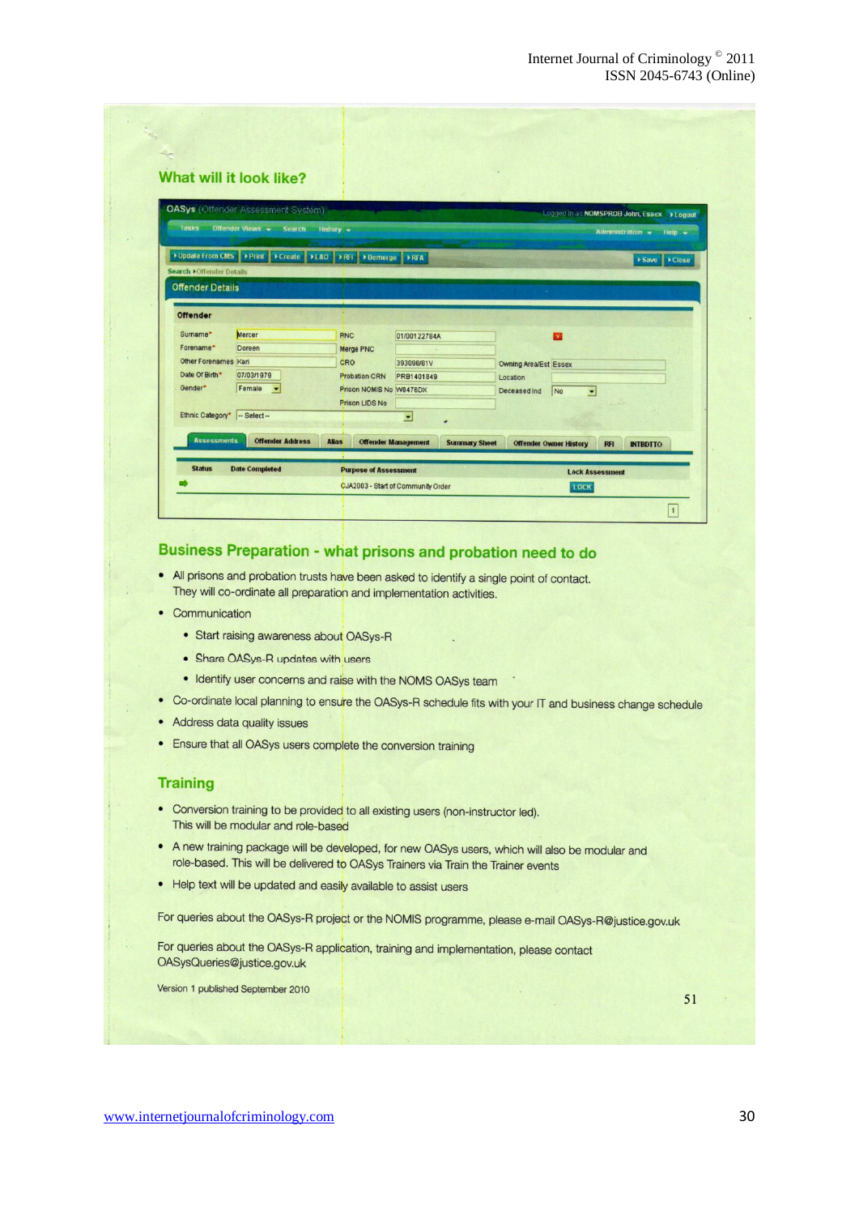## What will it look like?

OASys (Offender Assessment System) Logged in as NOMSPROB John, Essex ▸Logout

Tasks | Offender Views ▾ | Search | History ▾ | Administration ▾ | Help ▾

▸Update From CMS ▸Print ▸Create ▸LAO ▸RFI ▸Demerge ▸RFA ▸Save ▸Close

Search ▸Offender Details

**Offender Details**

**Offender**

| | | | | | |
|---|---|---|---|---|---|
| Surname* | Mercer | PNC | 01/00122784A | | |
| Forename* | Doreen | Merge PNC | | | |
| Other Forenames | Kari | CRO | 393098/81V | Owning Area/Est | Essex |
| Date Of Birth* | 07/03/1979 | Probation CRN | PRB1401849 | Location | |
| Gender* | Female | Prison NOMIS No | W8476DX | Deceased Ind | No |
| | | Prison LIDS No | | | |
| Ethnic Category* | -- Select -- | | | | |

Assessments | Offender Address | Alias | Offender Management | Summary Sheet | Offender Owner History | RFI | INTBDTTO

| Status | Date Completed | Purpose of Assessment | Lock Assessment |
|---|---|---|---|
| ➡ | | CJA2003 - Start of Community Order | LOCK |

## Business Preparation - what prisons and probation need to do

- All prisons and probation trusts have been asked to identify a single point of contact. They will co-ordinate all preparation and implementation activities.
- Communication
  - Start raising awareness about OASys-R
  - Share OASys-R updates with users
  - Identify user concerns and raise with the NOMS OASys team
- Co-ordinate local planning to ensure the OASys-R schedule fits with your IT and business change schedule
- Address data quality issues
- Ensure that all OASys users complete the conversion training

## Training

- Conversion training to be provided to all existing users (non-instructor led). This will be modular and role-based
- A new training package will be developed, for new OASys users, which will also be modular and role-based. This will be delivered to OASys Trainers via Train the Trainer events
- Help text will be updated and easily available to assist users

For queries about the OASys-R project or the NOMIS programme, please e-mail OASys-R@justice.gov.uk

For queries about the OASys-R application, training and implementation, please contact OASysQueries@justice.gov.uk

Version 1 published September 2010

51